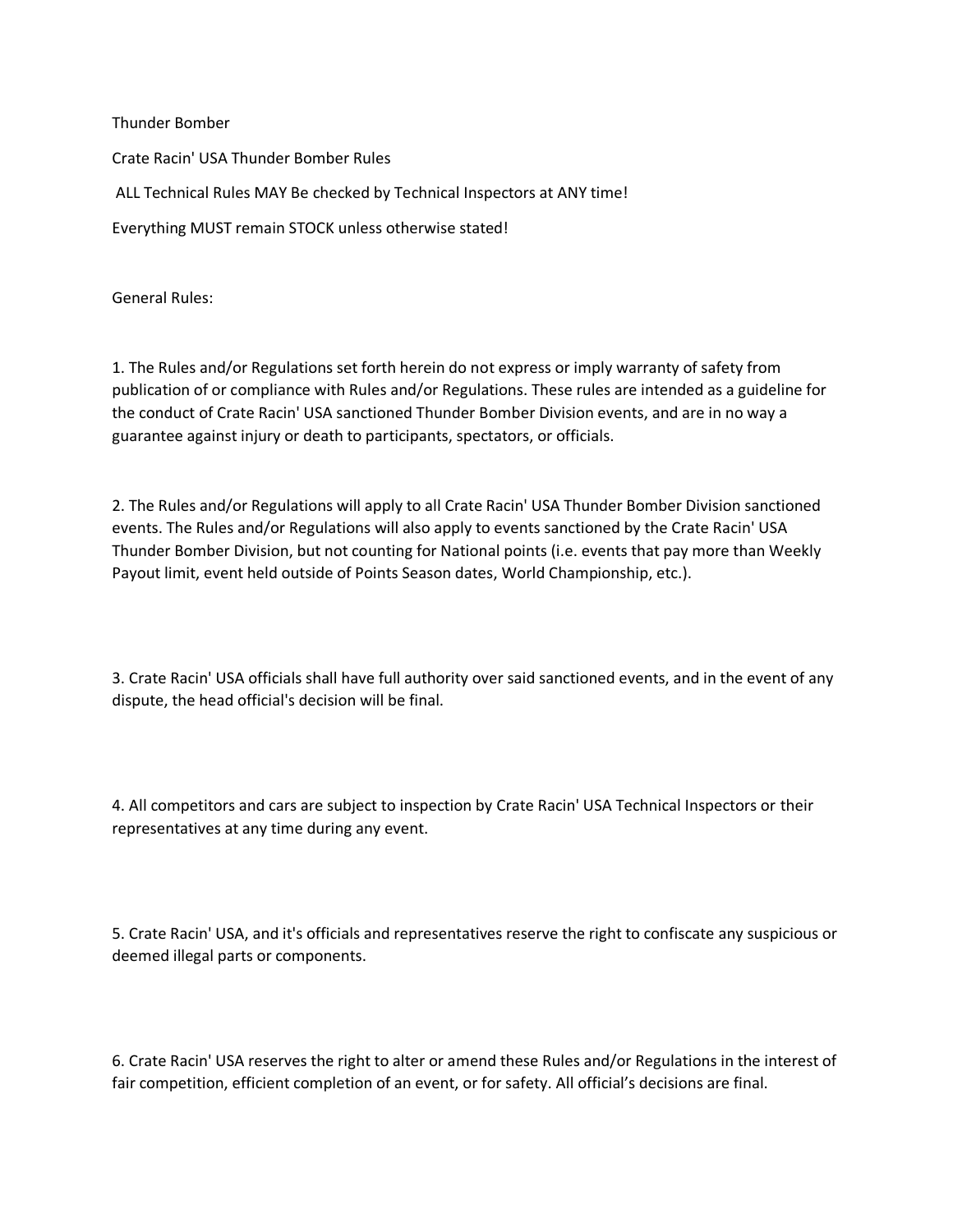Thunder Bomber

Crate Racin' USA Thunder Bomber Rules

ALL Technical Rules MAY Be checked by Technical Inspectors at ANY time!

Everything MUST remain STOCK unless otherwise stated!

General Rules:

1. The Rules and/or Regulations set forth herein do not express or imply warranty of safety from publication of or compliance with Rules and/or Regulations. These rules are intended as a guideline for the conduct of Crate Racin' USA sanctioned Thunder Bomber Division events, and are in no way a guarantee against injury or death to participants, spectators, or officials.

2. The Rules and/or Regulations will apply to all Crate Racin' USA Thunder Bomber Division sanctioned events. The Rules and/or Regulations will also apply to events sanctioned by the Crate Racin' USA Thunder Bomber Division, but not counting for National points (i.e. events that pay more than Weekly Payout limit, event held outside of Points Season dates, World Championship, etc.).

3. Crate Racin' USA officials shall have full authority over said sanctioned events, and in the event of any dispute, the head official's decision will be final.

4. All competitors and cars are subject to inspection by Crate Racin' USA Technical Inspectors or their representatives at any time during any event.

5. Crate Racin' USA, and it's officials and representatives reserve the right to confiscate any suspicious or deemed illegal parts or components.

6. Crate Racin' USA reserves the right to alter or amend these Rules and/or Regulations in the interest of fair competition, efficient completion of an event, or for safety. All official's decisions are final.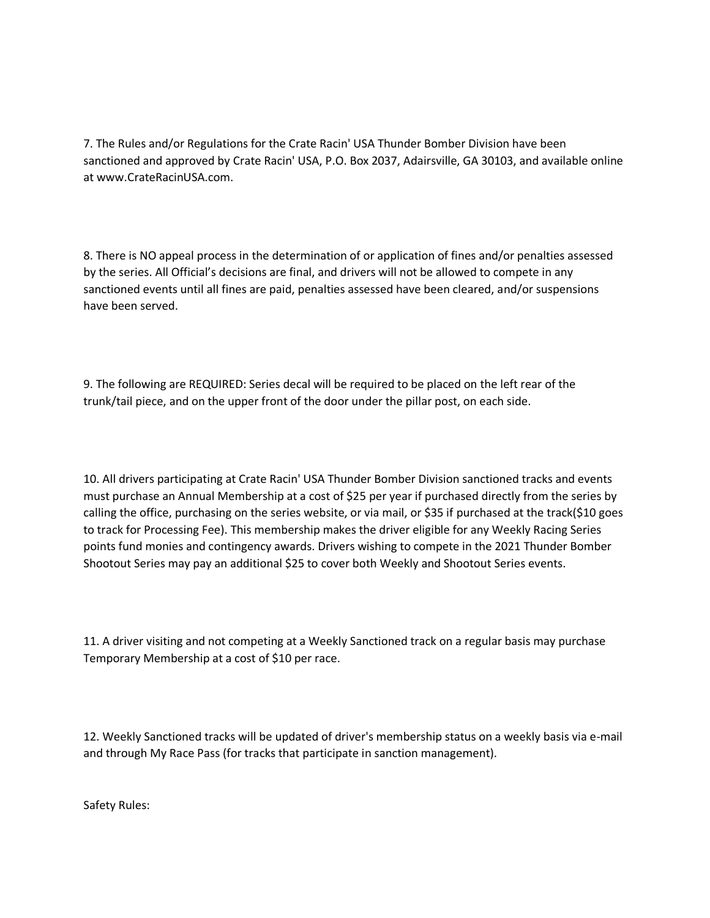7. The Rules and/or Regulations for the Crate Racin' USA Thunder Bomber Division have been sanctioned and approved by Crate Racin' USA, P.O. Box 2037, Adairsville, GA 30103, and available online at www.CrateRacinUSA.com.

8. There is NO appeal process in the determination of or application of fines and/or penalties assessed by the series. All Official's decisions are final, and drivers will not be allowed to compete in any sanctioned events until all fines are paid, penalties assessed have been cleared, and/or suspensions have been served.

9. The following are REQUIRED: Series decal will be required to be placed on the left rear of the trunk/tail piece, and on the upper front of the door under the pillar post, on each side.

10. All drivers participating at Crate Racin' USA Thunder Bomber Division sanctioned tracks and events must purchase an Annual Membership at a cost of $25 per year if purchased directly from the series by calling the office, purchasing on the series website, or via mail, or $35 if purchased at the track($10 goes to track for Processing Fee). This membership makes the driver eligible for any Weekly Racing Series points fund monies and contingency awards. Drivers wishing to compete in the 2021 Thunder Bomber Shootout Series may pay an additional $25 to cover both Weekly and Shootout Series events.

11. A driver visiting and not competing at a Weekly Sanctioned track on a regular basis may purchase Temporary Membership at a cost of $10 per race.

12. Weekly Sanctioned tracks will be updated of driver's membership status on a weekly basis via e-mail and through My Race Pass (for tracks that participate in sanction management).

Safety Rules: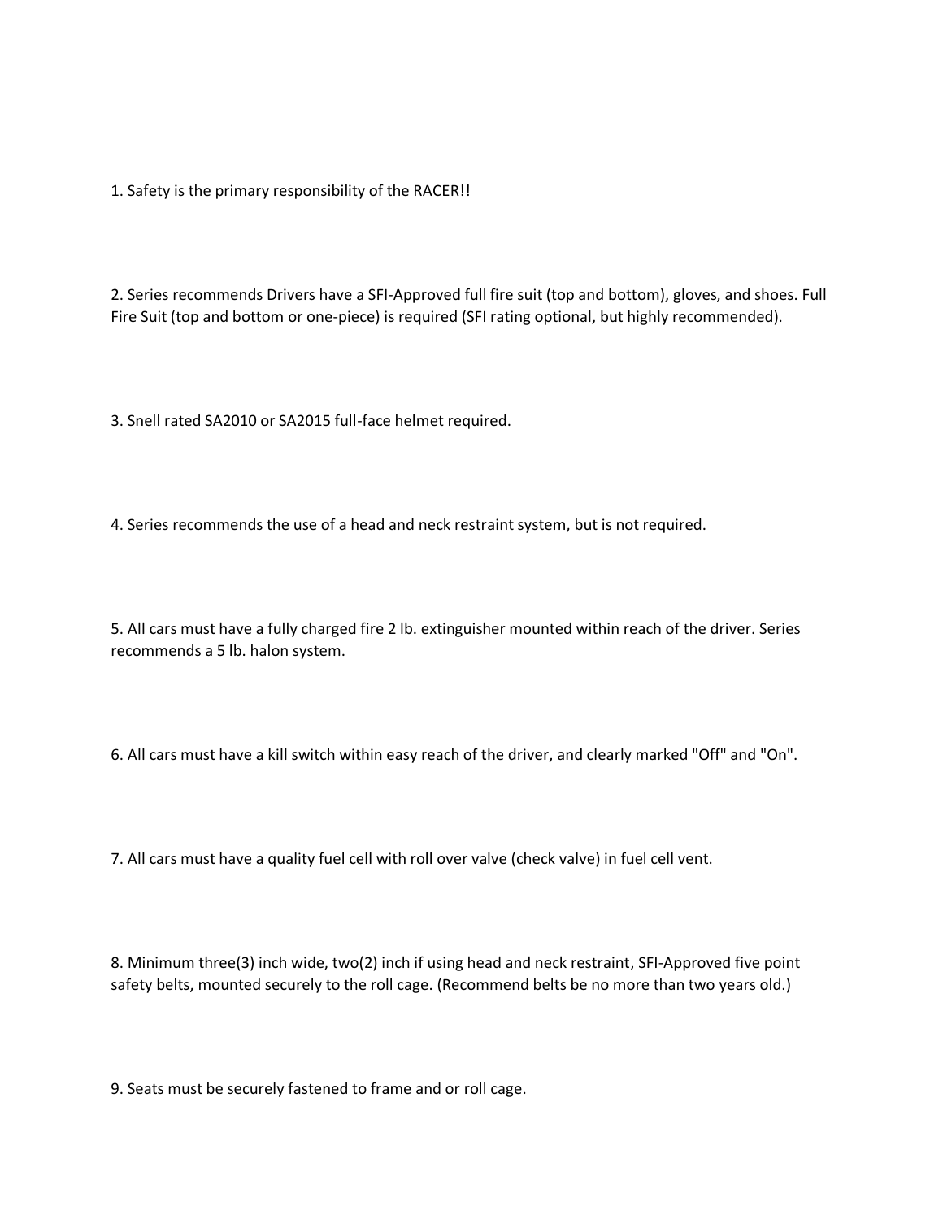1. Safety is the primary responsibility of the RACER!!

2. Series recommends Drivers have a SFI-Approved full fire suit (top and bottom), gloves, and shoes. Full Fire Suit (top and bottom or one-piece) is required (SFI rating optional, but highly recommended).

3. Snell rated SA2010 or SA2015 full-face helmet required.

4. Series recommends the use of a head and neck restraint system, but is not required.

5. All cars must have a fully charged fire 2 lb. extinguisher mounted within reach of the driver. Series recommends a 5 lb. halon system.

6. All cars must have a kill switch within easy reach of the driver, and clearly marked "Off" and "On".

7. All cars must have a quality fuel cell with roll over valve (check valve) in fuel cell vent.

8. Minimum three(3) inch wide, two(2) inch if using head and neck restraint, SFI-Approved five point safety belts, mounted securely to the roll cage. (Recommend belts be no more than two years old.)

9. Seats must be securely fastened to frame and or roll cage.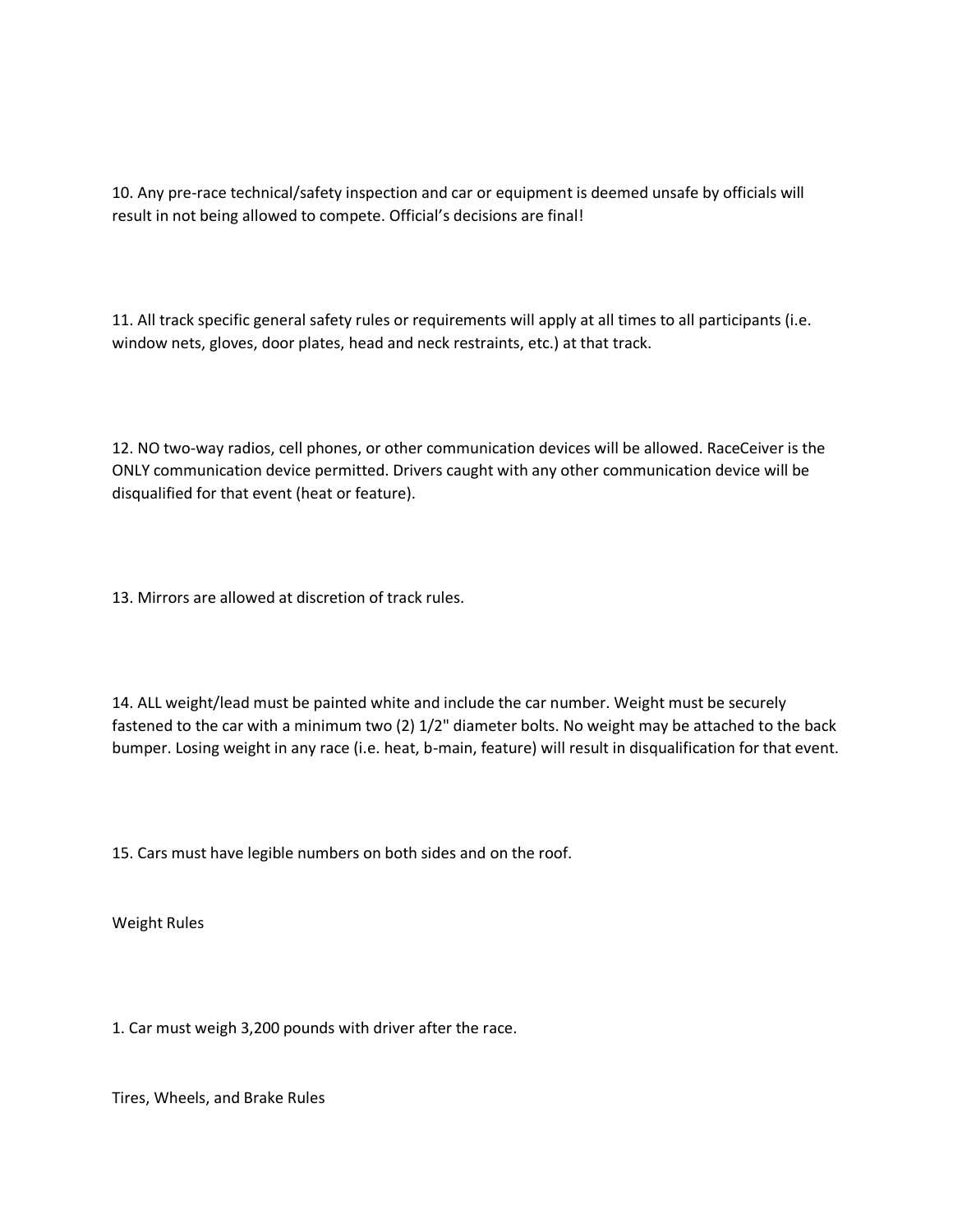10. Any pre-race technical/safety inspection and car or equipment is deemed unsafe by officials will result in not being allowed to compete. Official's decisions are final!

11. All track specific general safety rules or requirements will apply at all times to all participants (i.e. window nets, gloves, door plates, head and neck restraints, etc.) at that track.

12. NO two-way radios, cell phones, or other communication devices will be allowed. RaceCeiver is the ONLY communication device permitted. Drivers caught with any other communication device will be disqualified for that event (heat or feature).

13. Mirrors are allowed at discretion of track rules.

14. ALL weight/lead must be painted white and include the car number. Weight must be securely fastened to the car with a minimum two (2) 1/2" diameter bolts. No weight may be attached to the back bumper. Losing weight in any race (i.e. heat, b-main, feature) will result in disqualification for that event.

15. Cars must have legible numbers on both sides and on the roof.

## Weight Rules

1. Car must weigh 3,200 pounds with driver after the race.

## Tires, Wheels, and Brake Rules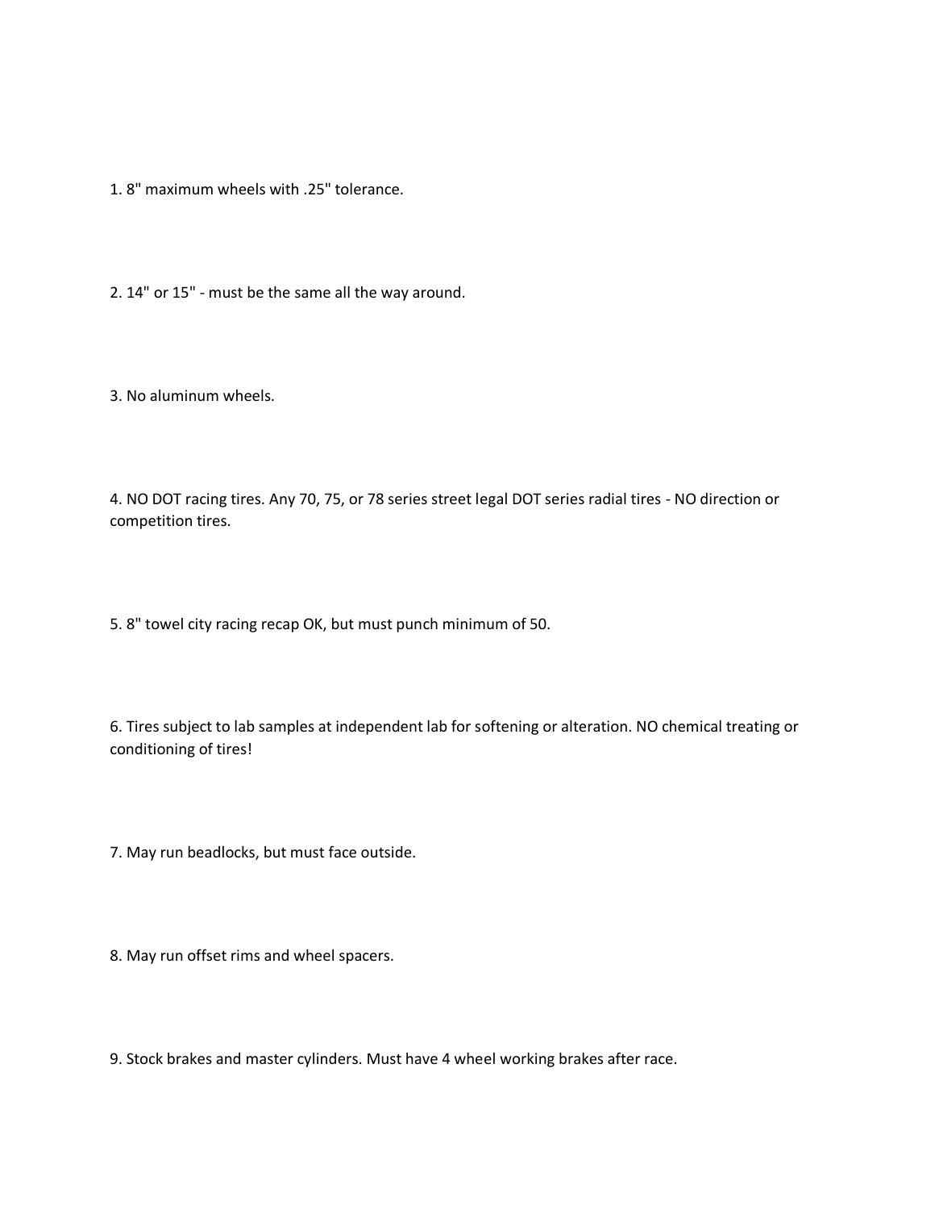1. 8" maximum wheels with .25" tolerance.

2. 14" or 15" - must be the same all the way around.

3. No aluminum wheels.

4. NO DOT racing tires. Any 70, 75, or 78 series street legal DOT series radial tires - NO direction or competition tires.

5. 8" towel city racing recap OK, but must punch minimum of 50.

6. Tires subject to lab samples at independent lab for softening or alteration. NO chemical treating or conditioning of tires!

7. May run beadlocks, but must face outside.

8. May run offset rims and wheel spacers.

9. Stock brakes and master cylinders. Must have 4 wheel working brakes after race.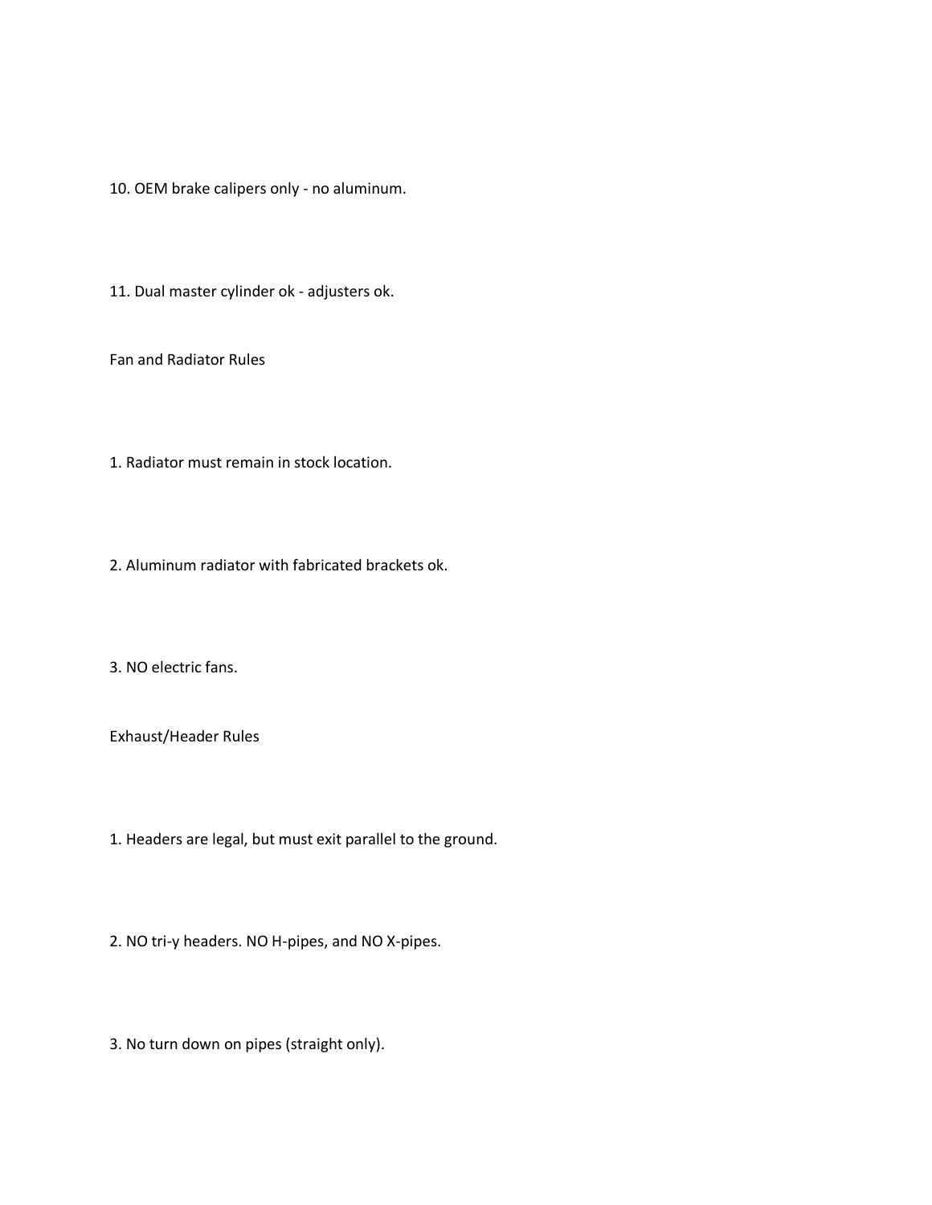10. OEM brake calipers only - no aluminum.

11. Dual master cylinder ok - adjusters ok.

## Fan and Radiator Rules

1. Radiator must remain in stock location.

2. Aluminum radiator with fabricated brackets ok.

3. NO electric fans.

## Exhaust/Header Rules

1. Headers are legal, but must exit parallel to the ground.

2. NO tri-y headers. NO H-pipes, and NO X-pipes.

3. No turn down on pipes (straight only).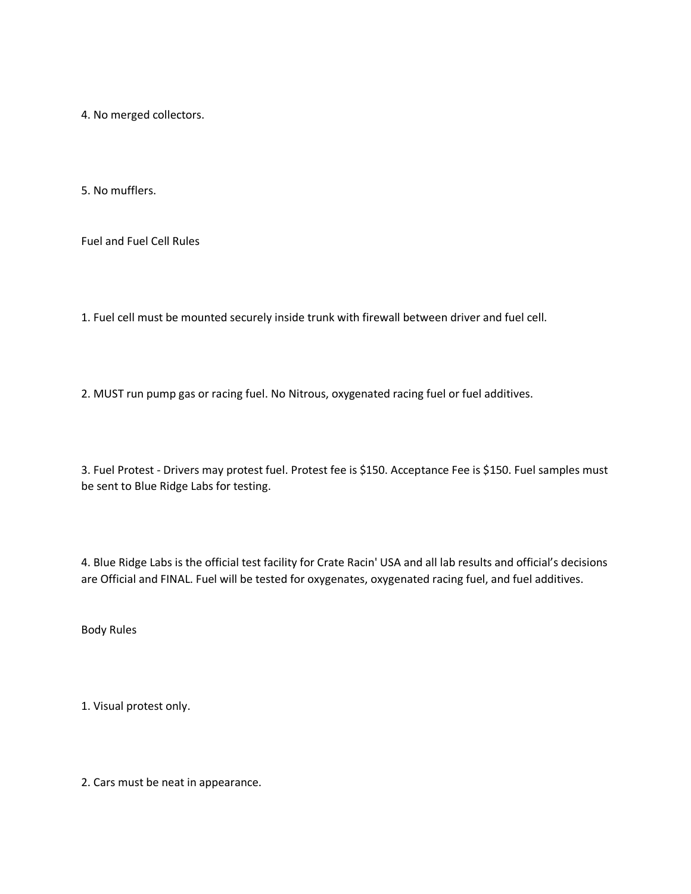4. No merged collectors.

5. No mufflers.

## Fuel and Fuel Cell Rules

1. Fuel cell must be mounted securely inside trunk with firewall between driver and fuel cell.

2. MUST run pump gas or racing fuel. No Nitrous, oxygenated racing fuel or fuel additives.

3. Fuel Protest - Drivers may protest fuel. Protest fee is $150. Acceptance Fee is $150. Fuel samples must be sent to Blue Ridge Labs for testing.

4. Blue Ridge Labs is the official test facility for Crate Racin' USA and all lab results and official's decisions are Official and FINAL. Fuel will be tested for oxygenates, oxygenated racing fuel, and fuel additives.

## Body Rules

1. Visual protest only.

2. Cars must be neat in appearance.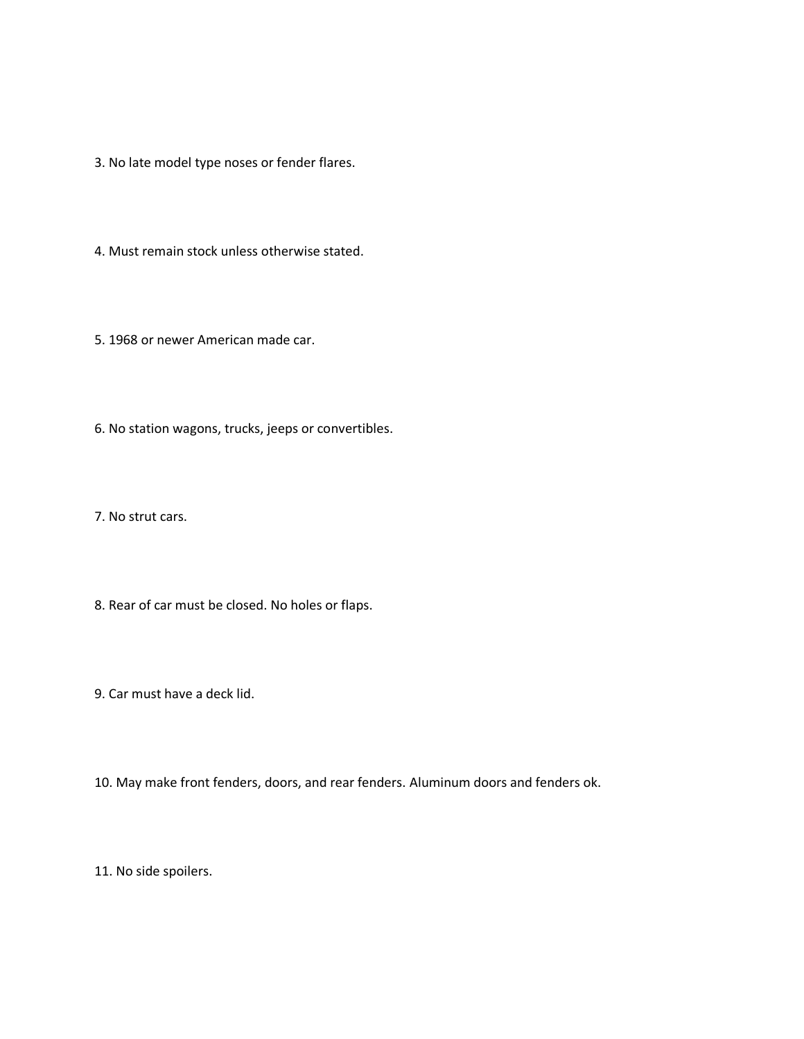3. No late model type noses or fender flares.

4. Must remain stock unless otherwise stated.

5. 1968 or newer American made car.

6. No station wagons, trucks, jeeps or convertibles.

7. No strut cars.

8. Rear of car must be closed. No holes or flaps.

9. Car must have a deck lid.

10. May make front fenders, doors, and rear fenders. Aluminum doors and fenders ok.

11. No side spoilers.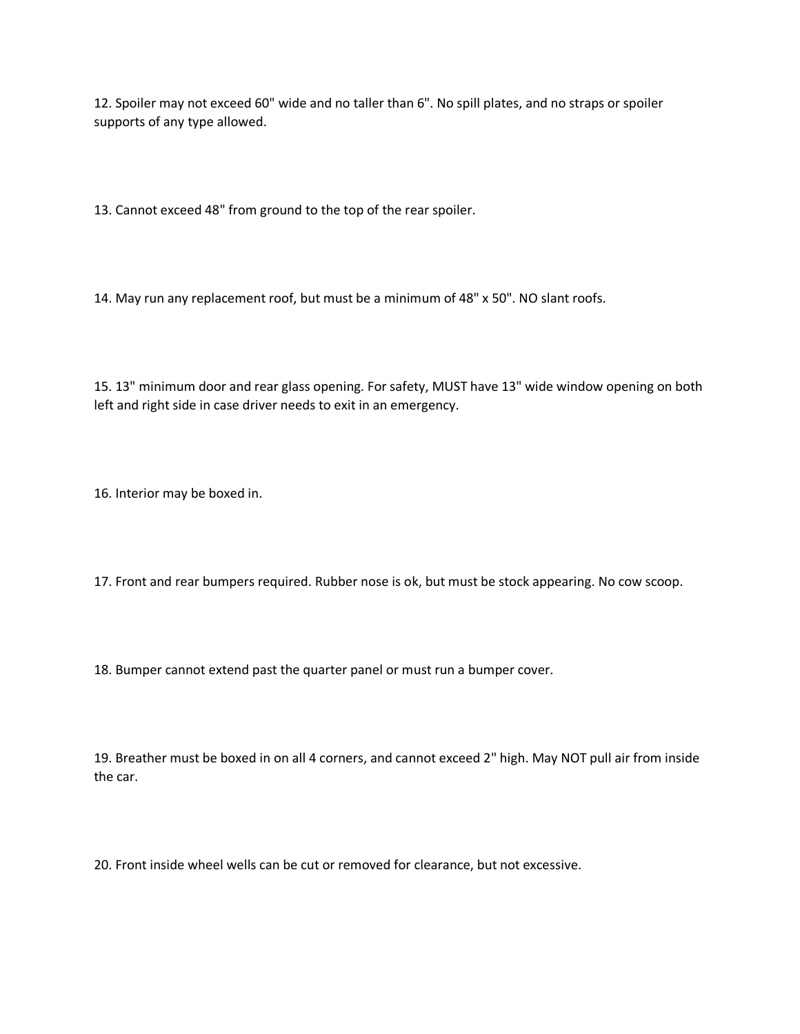12. Spoiler may not exceed 60" wide and no taller than 6". No spill plates, and no straps or spoiler supports of any type allowed.

13. Cannot exceed 48" from ground to the top of the rear spoiler.

14. May run any replacement roof, but must be a minimum of 48" x 50". NO slant roofs.

15. 13" minimum door and rear glass opening. For safety, MUST have 13" wide window opening on both left and right side in case driver needs to exit in an emergency.

16. Interior may be boxed in.

17. Front and rear bumpers required. Rubber nose is ok, but must be stock appearing. No cow scoop.

18. Bumper cannot extend past the quarter panel or must run a bumper cover.

19. Breather must be boxed in on all 4 corners, and cannot exceed 2" high. May NOT pull air from inside the car.

20. Front inside wheel wells can be cut or removed for clearance, but not excessive.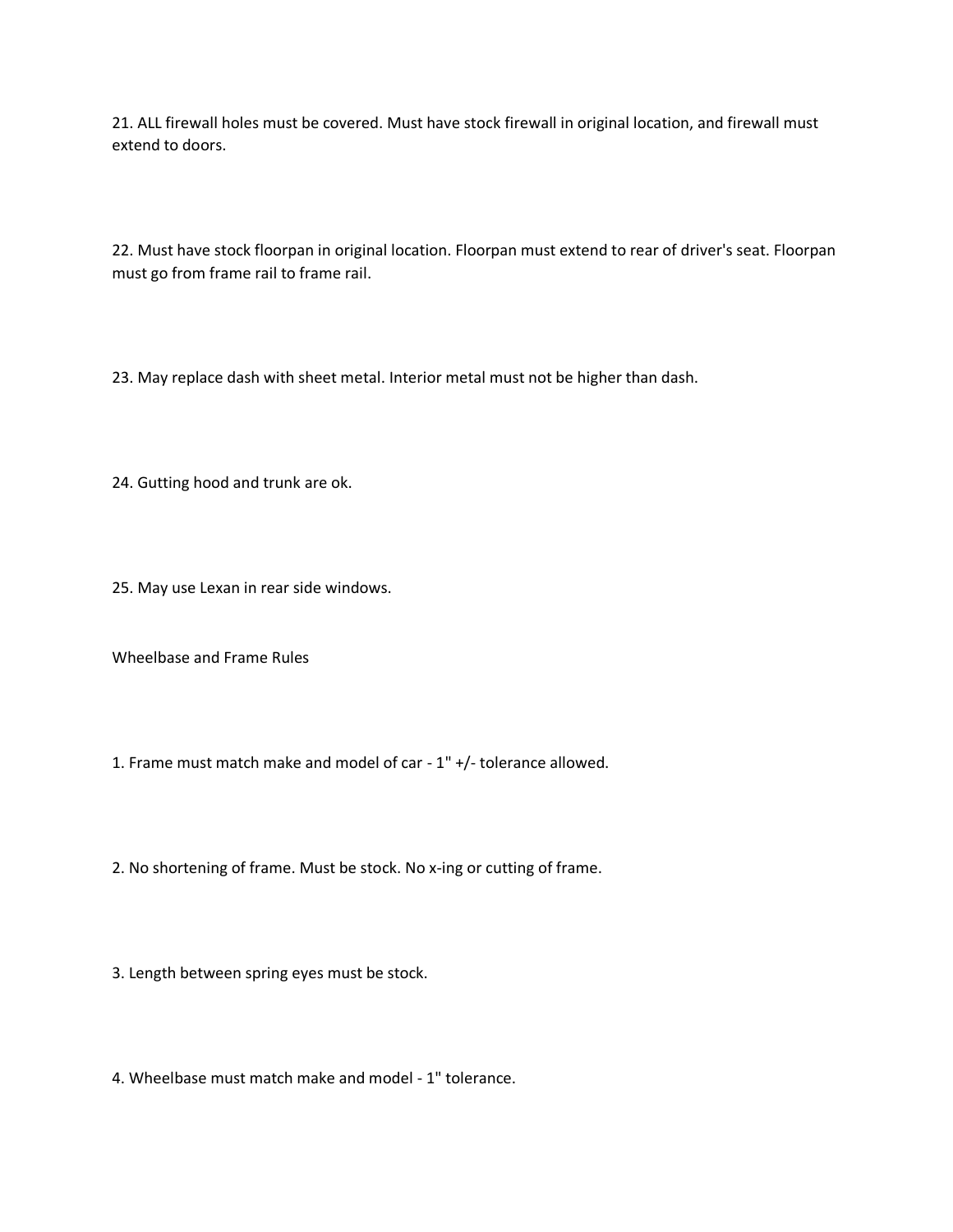21. ALL firewall holes must be covered. Must have stock firewall in original location, and firewall must extend to doors.

22. Must have stock floorpan in original location. Floorpan must extend to rear of driver's seat. Floorpan must go from frame rail to frame rail.

23. May replace dash with sheet metal. Interior metal must not be higher than dash.

24. Gutting hood and trunk are ok.

25. May use Lexan in rear side windows.

Wheelbase and Frame Rules

1. Frame must match make and model of car - 1" +/- tolerance allowed.

2. No shortening of frame. Must be stock. No x-ing or cutting of frame.

3. Length between spring eyes must be stock.

4. Wheelbase must match make and model - 1" tolerance.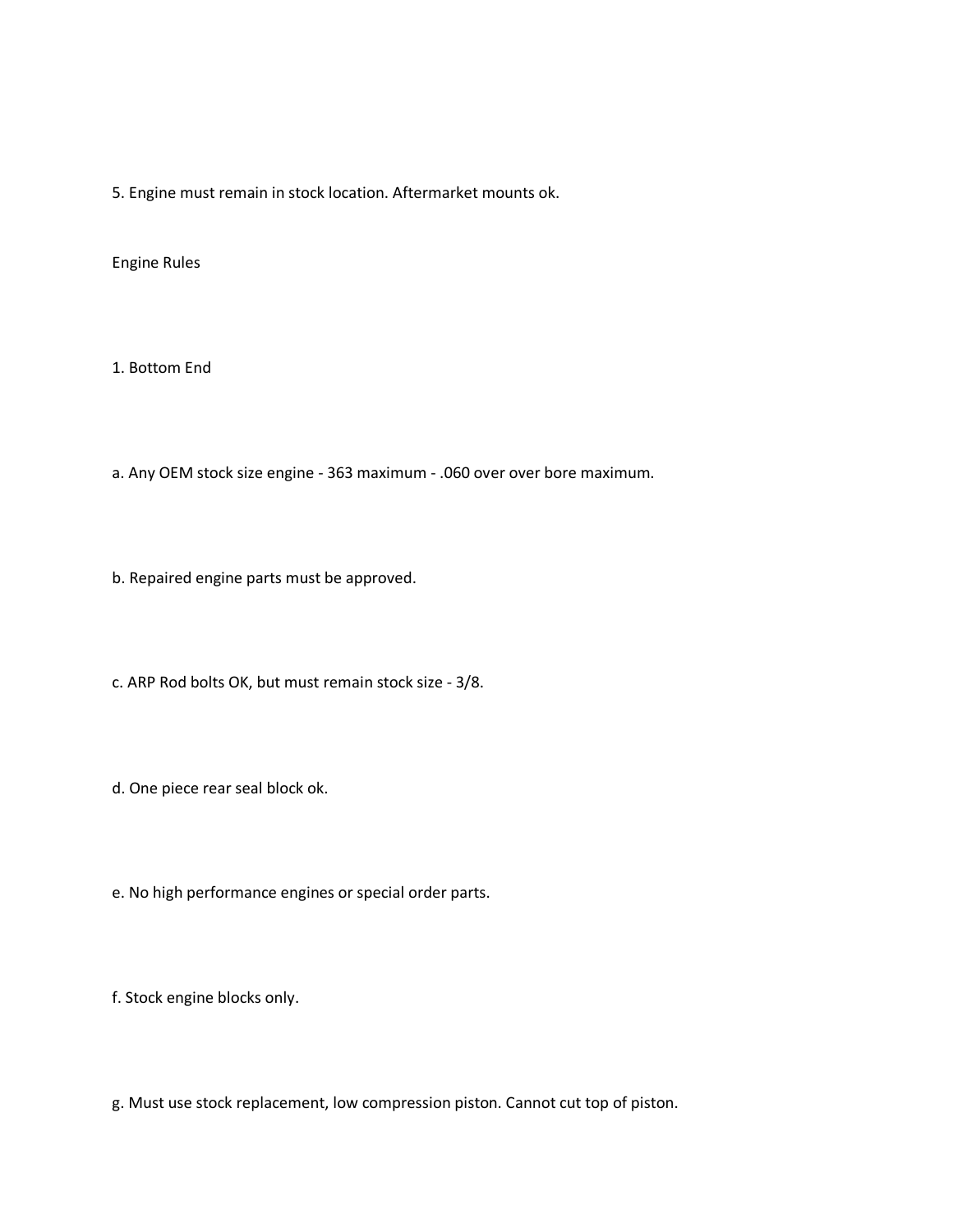5. Engine must remain in stock location. Aftermarket mounts ok.

## Engine Rules

1. Bottom End

a. Any OEM stock size engine - 363 maximum - .060 over over bore maximum.

b. Repaired engine parts must be approved.

c. ARP Rod bolts OK, but must remain stock size - 3/8.

d. One piece rear seal block ok.

e. No high performance engines or special order parts.

f. Stock engine blocks only.

g. Must use stock replacement, low compression piston. Cannot cut top of piston.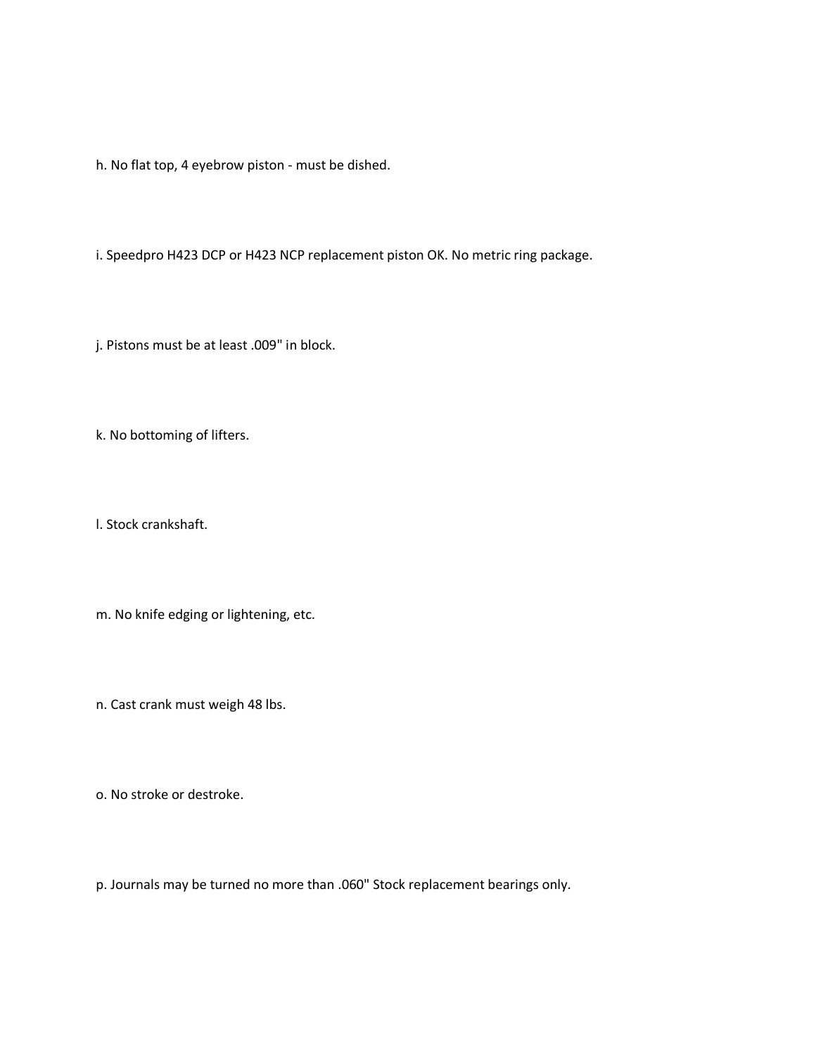h. No flat top, 4 eyebrow piston - must be dished.

i. Speedpro H423 DCP or H423 NCP replacement piston OK. No metric ring package.

j. Pistons must be at least .009" in block.

k. No bottoming of lifters.

l. Stock crankshaft.

m. No knife edging or lightening, etc.

n. Cast crank must weigh 48 lbs.

o. No stroke or destroke.

p. Journals may be turned no more than .060" Stock replacement bearings only.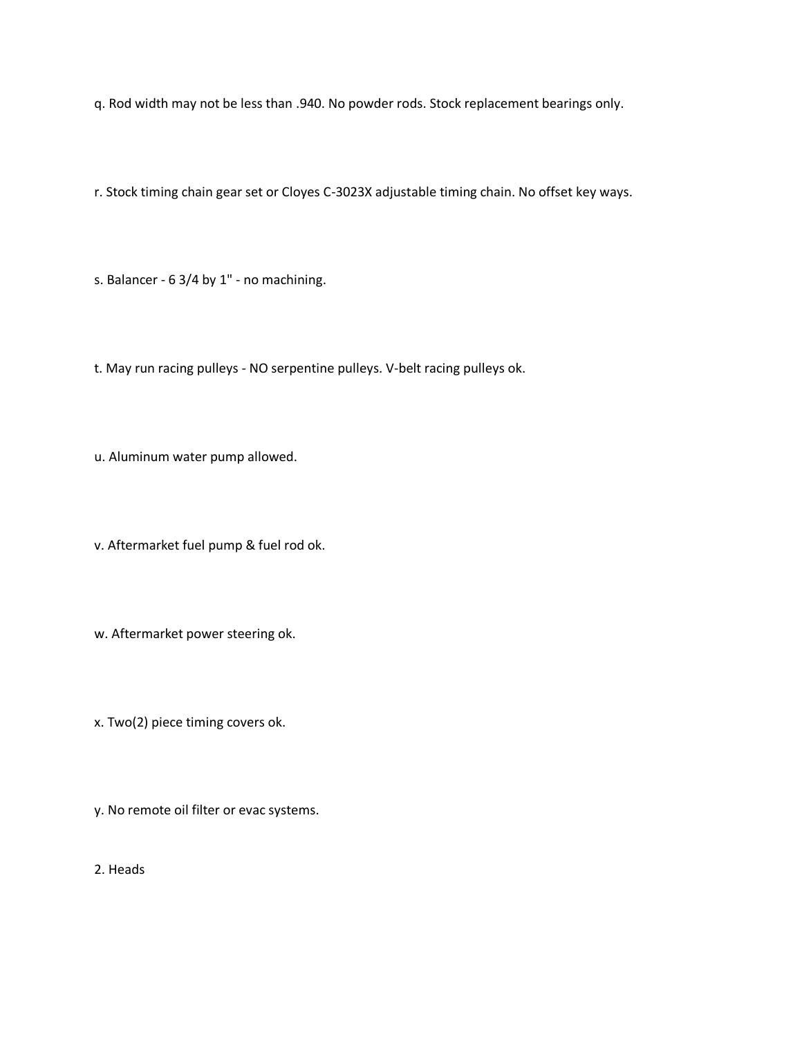q. Rod width may not be less than .940. No powder rods. Stock replacement bearings only.

r. Stock timing chain gear set or Cloyes C-3023X adjustable timing chain. No offset key ways.

s. Balancer - 6 3/4 by 1" - no machining.

t. May run racing pulleys - NO serpentine pulleys. V-belt racing pulleys ok.

u. Aluminum water pump allowed.

v. Aftermarket fuel pump & fuel rod ok.

w. Aftermarket power steering ok.

x. Two(2) piece timing covers ok.

y. No remote oil filter or evac systems.

2. Heads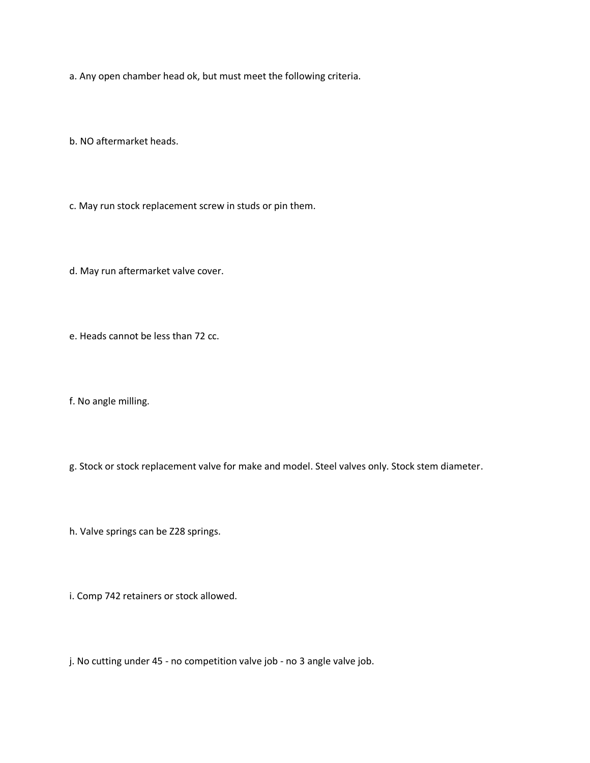a. Any open chamber head ok, but must meet the following criteria.

b. NO aftermarket heads.

c. May run stock replacement screw in studs or pin them.

d. May run aftermarket valve cover.

e. Heads cannot be less than 72 cc.

f. No angle milling.

g. Stock or stock replacement valve for make and model. Steel valves only. Stock stem diameter.

h. Valve springs can be Z28 springs.

i. Comp 742 retainers or stock allowed.

j. No cutting under 45 - no competition valve job - no 3 angle valve job.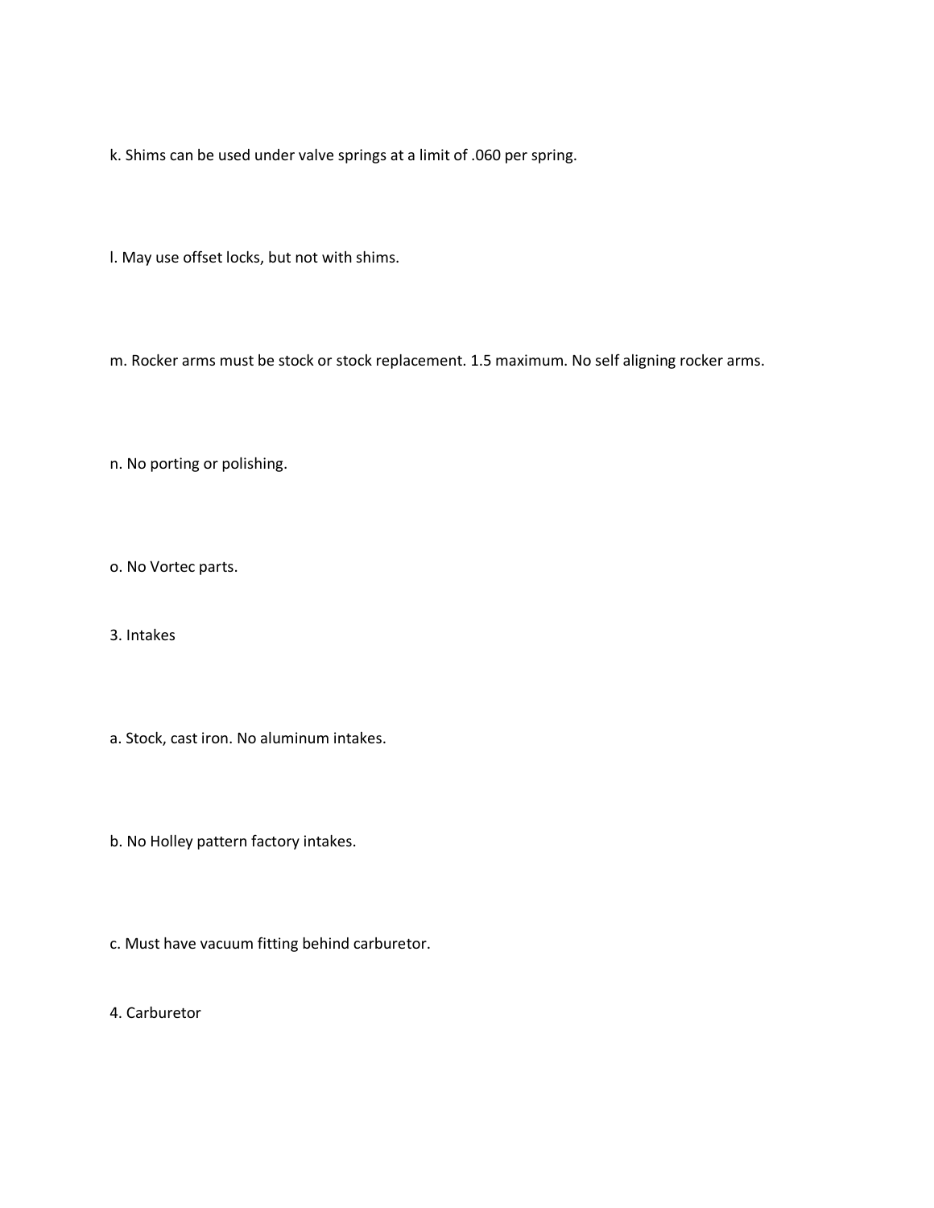k. Shims can be used under valve springs at a limit of .060 per spring.

l. May use offset locks, but not with shims.

m. Rocker arms must be stock or stock replacement. 1.5 maximum. No self aligning rocker arms.

n. No porting or polishing.

o. No Vortec parts.

3. Intakes

a. Stock, cast iron. No aluminum intakes.

b. No Holley pattern factory intakes.

c. Must have vacuum fitting behind carburetor.

4. Carburetor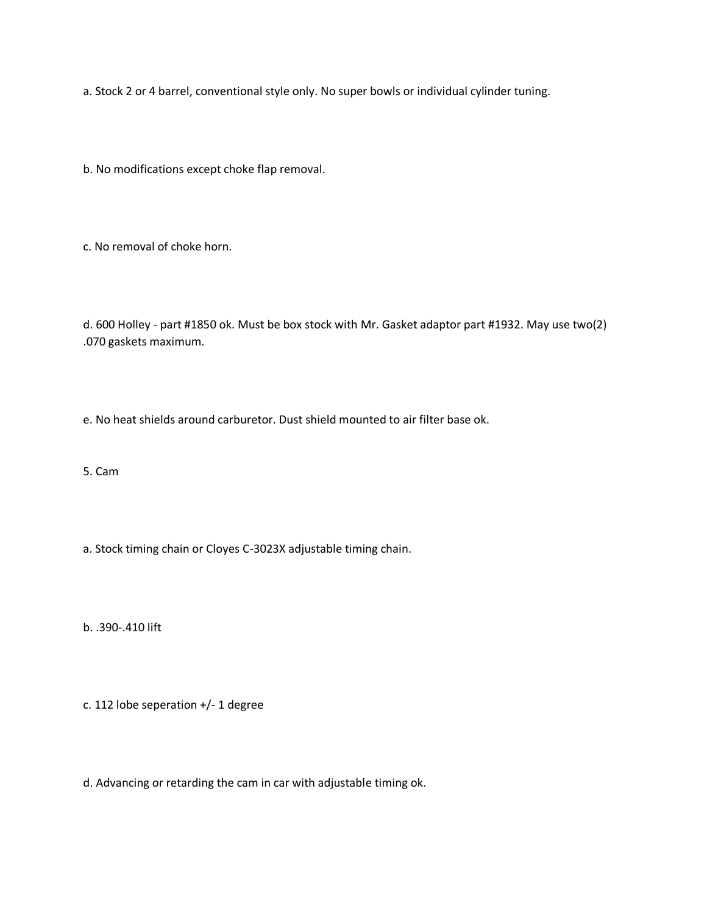a. Stock 2 or 4 barrel, conventional style only. No super bowls or individual cylinder tuning.

b. No modifications except choke flap removal.

c. No removal of choke horn.

d. 600 Holley - part #1850 ok. Must be box stock with Mr. Gasket adaptor part #1932. May use two(2) .070 gaskets maximum.

e. No heat shields around carburetor. Dust shield mounted to air filter base ok.

5. Cam

a. Stock timing chain or Cloyes C-3023X adjustable timing chain.

b. .390-.410 lift

c. 112 lobe seperation +/- 1 degree

d. Advancing or retarding the cam in car with adjustable timing ok.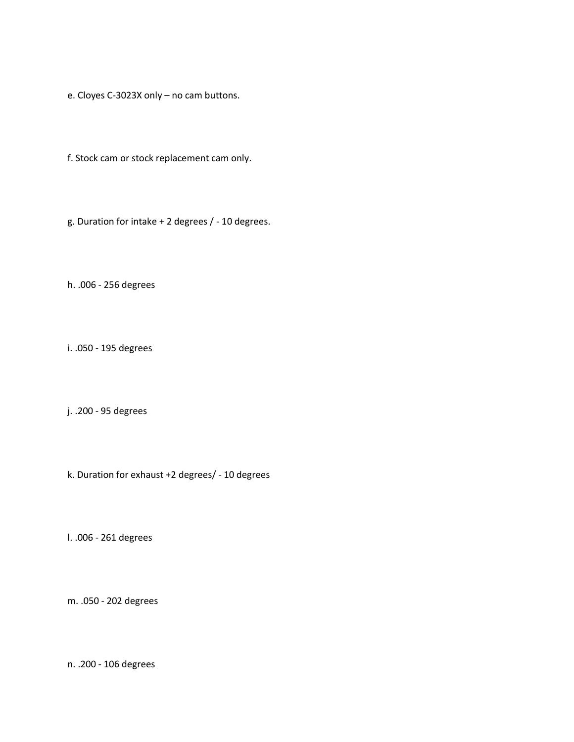e. Cloyes C-3023X only – no cam buttons.

f. Stock cam or stock replacement cam only.

g. Duration for intake + 2 degrees / - 10 degrees.

h. .006 - 256 degrees

i. .050 - 195 degrees

j. .200 - 95 degrees

k. Duration for exhaust +2 degrees/ - 10 degrees

l. .006 - 261 degrees

m. .050 - 202 degrees

n. .200 - 106 degrees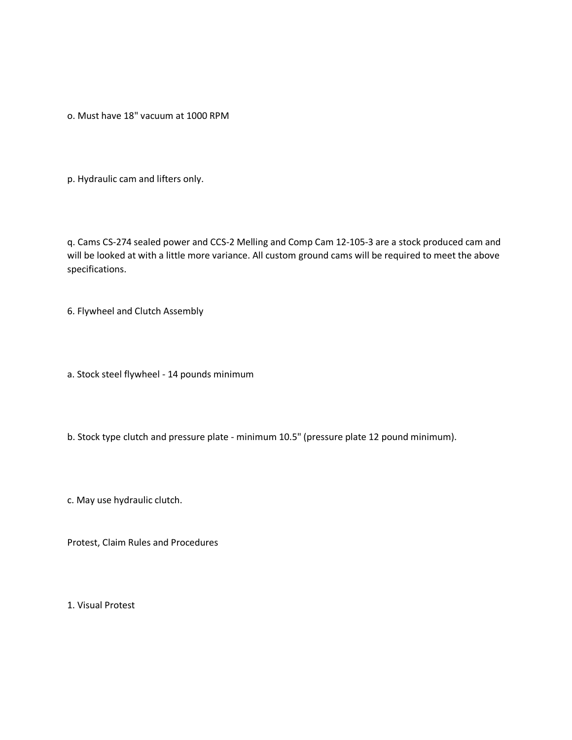o. Must have 18" vacuum at 1000 RPM

p. Hydraulic cam and lifters only.

q. Cams CS-274 sealed power and CCS-2 Melling and Comp Cam 12-105-3 are a stock produced cam and will be looked at with a little more variance. All custom ground cams will be required to meet the above specifications.

6. Flywheel and Clutch Assembly

a. Stock steel flywheel - 14 pounds minimum

b. Stock type clutch and pressure plate - minimum 10.5" (pressure plate 12 pound minimum).

c. May use hydraulic clutch.

Protest, Claim Rules and Procedures

1. Visual Protest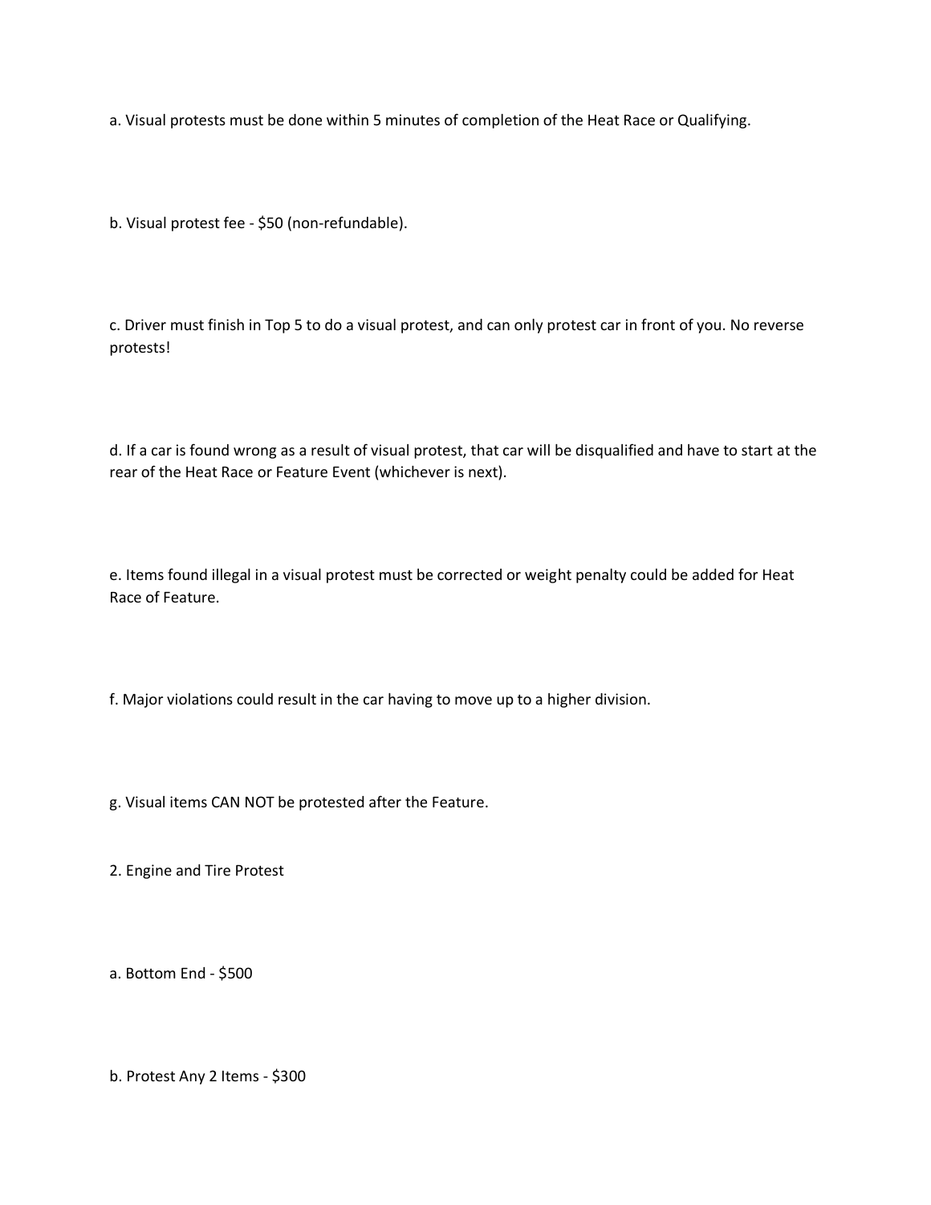a. Visual protests must be done within 5 minutes of completion of the Heat Race or Qualifying.

b. Visual protest fee - $50 (non-refundable).

c. Driver must finish in Top 5 to do a visual protest, and can only protest car in front of you. No reverse protests!

d. If a car is found wrong as a result of visual protest, that car will be disqualified and have to start at the rear of the Heat Race or Feature Event (whichever is next).

e. Items found illegal in a visual protest must be corrected or weight penalty could be added for Heat Race of Feature.

f. Major violations could result in the car having to move up to a higher division.

g. Visual items CAN NOT be protested after the Feature.

2. Engine and Tire Protest

a. Bottom End - $500

b. Protest Any 2 Items - $300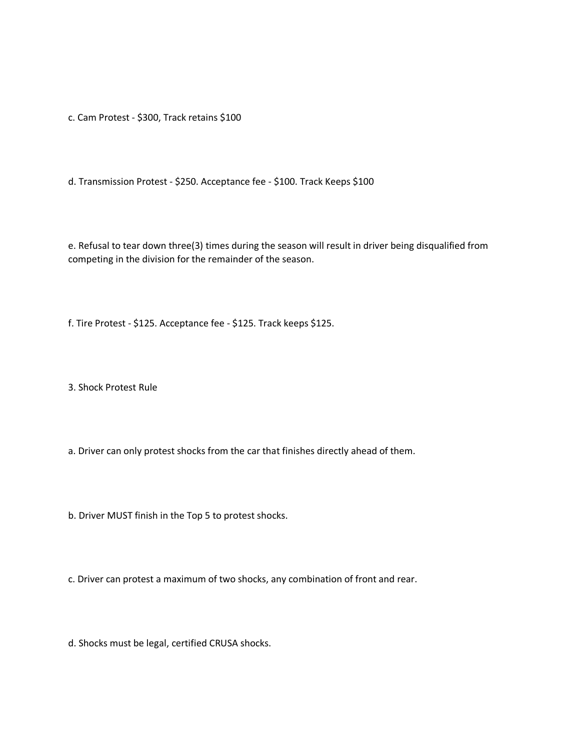c. Cam Protest - $300, Track retains $100

d. Transmission Protest - $250. Acceptance fee - $100. Track Keeps $100

e. Refusal to tear down three(3) times during the season will result in driver being disqualified from competing in the division for the remainder of the season.

f. Tire Protest - $125. Acceptance fee - $125. Track keeps $125.

3. Shock Protest Rule

a. Driver can only protest shocks from the car that finishes directly ahead of them.

b. Driver MUST finish in the Top 5 to protest shocks.

c. Driver can protest a maximum of two shocks, any combination of front and rear.

d. Shocks must be legal, certified CRUSA shocks.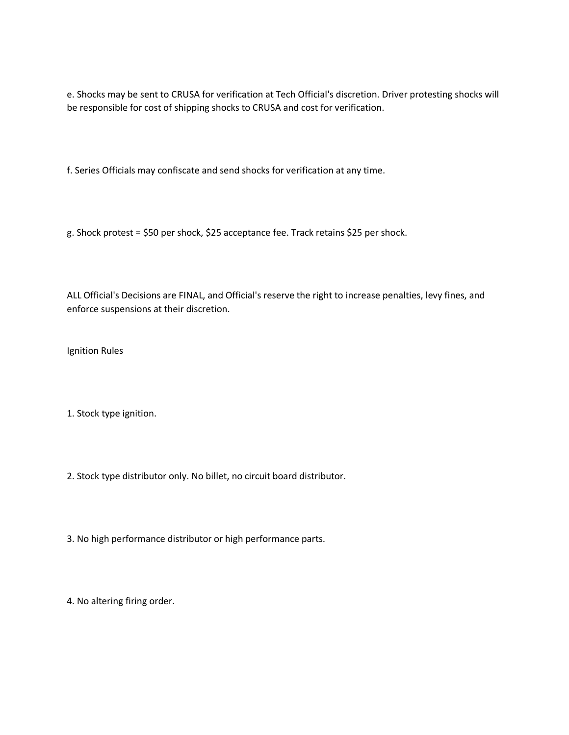e. Shocks may be sent to CRUSA for verification at Tech Official's discretion. Driver protesting shocks will be responsible for cost of shipping shocks to CRUSA and cost for verification.

f. Series Officials may confiscate and send shocks for verification at any time.

g. Shock protest = $50 per shock, $25 acceptance fee. Track retains $25 per shock.

ALL Official's Decisions are FINAL, and Official's reserve the right to increase penalties, levy fines, and enforce suspensions at their discretion.

Ignition Rules

1. Stock type ignition.

2. Stock type distributor only. No billet, no circuit board distributor.

3. No high performance distributor or high performance parts.

4. No altering firing order.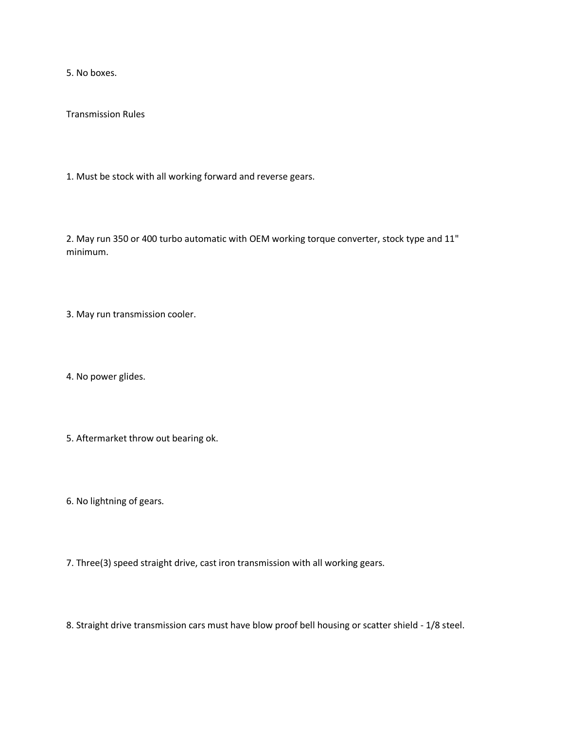5. No boxes.

## Transmission Rules

1. Must be stock with all working forward and reverse gears.

2. May run 350 or 400 turbo automatic with OEM working torque converter, stock type and 11" minimum.

3. May run transmission cooler.

4. No power glides.

5. Aftermarket throw out bearing ok.

6. No lightning of gears.

7. Three(3) speed straight drive, cast iron transmission with all working gears.

8. Straight drive transmission cars must have blow proof bell housing or scatter shield - 1/8 steel.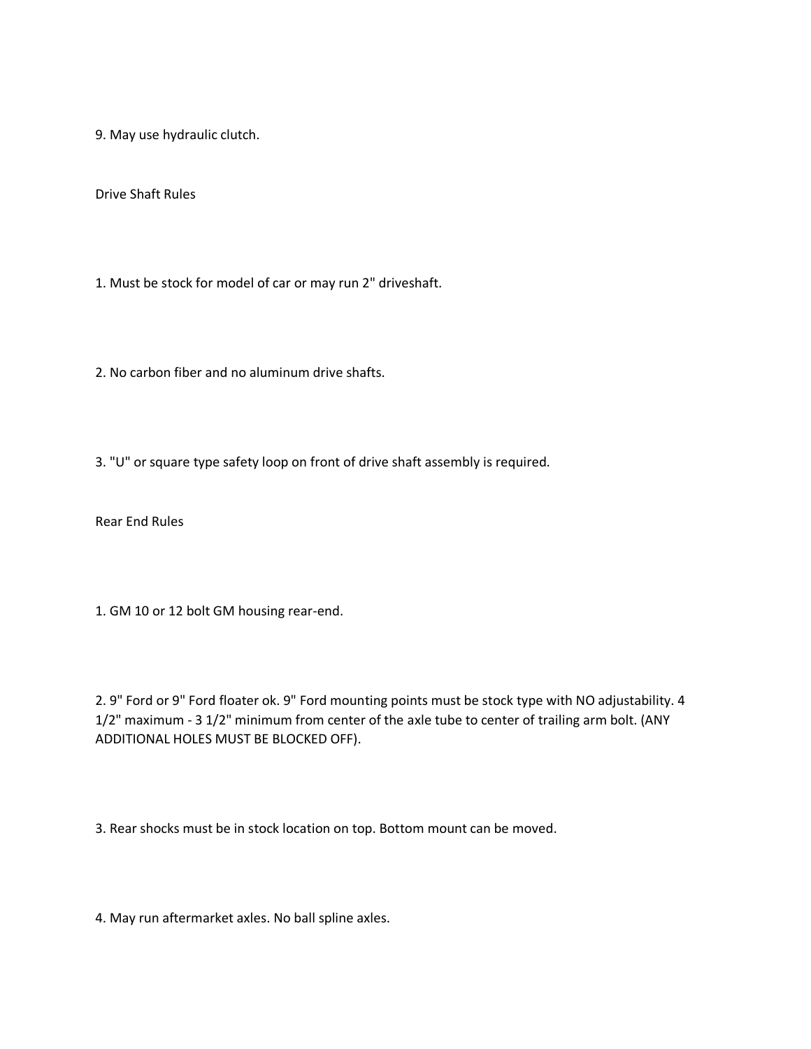9. May use hydraulic clutch.

## Drive Shaft Rules

1. Must be stock for model of car or may run 2" driveshaft.

2. No carbon fiber and no aluminum drive shafts.

3. "U" or square type safety loop on front of drive shaft assembly is required.

## Rear End Rules

1. GM 10 or 12 bolt GM housing rear-end.

2. 9" Ford or 9" Ford floater ok. 9" Ford mounting points must be stock type with NO adjustability. 4 1/2" maximum - 3 1/2" minimum from center of the axle tube to center of trailing arm bolt. (ANY ADDITIONAL HOLES MUST BE BLOCKED OFF).

3. Rear shocks must be in stock location on top. Bottom mount can be moved.

4. May run aftermarket axles. No ball spline axles.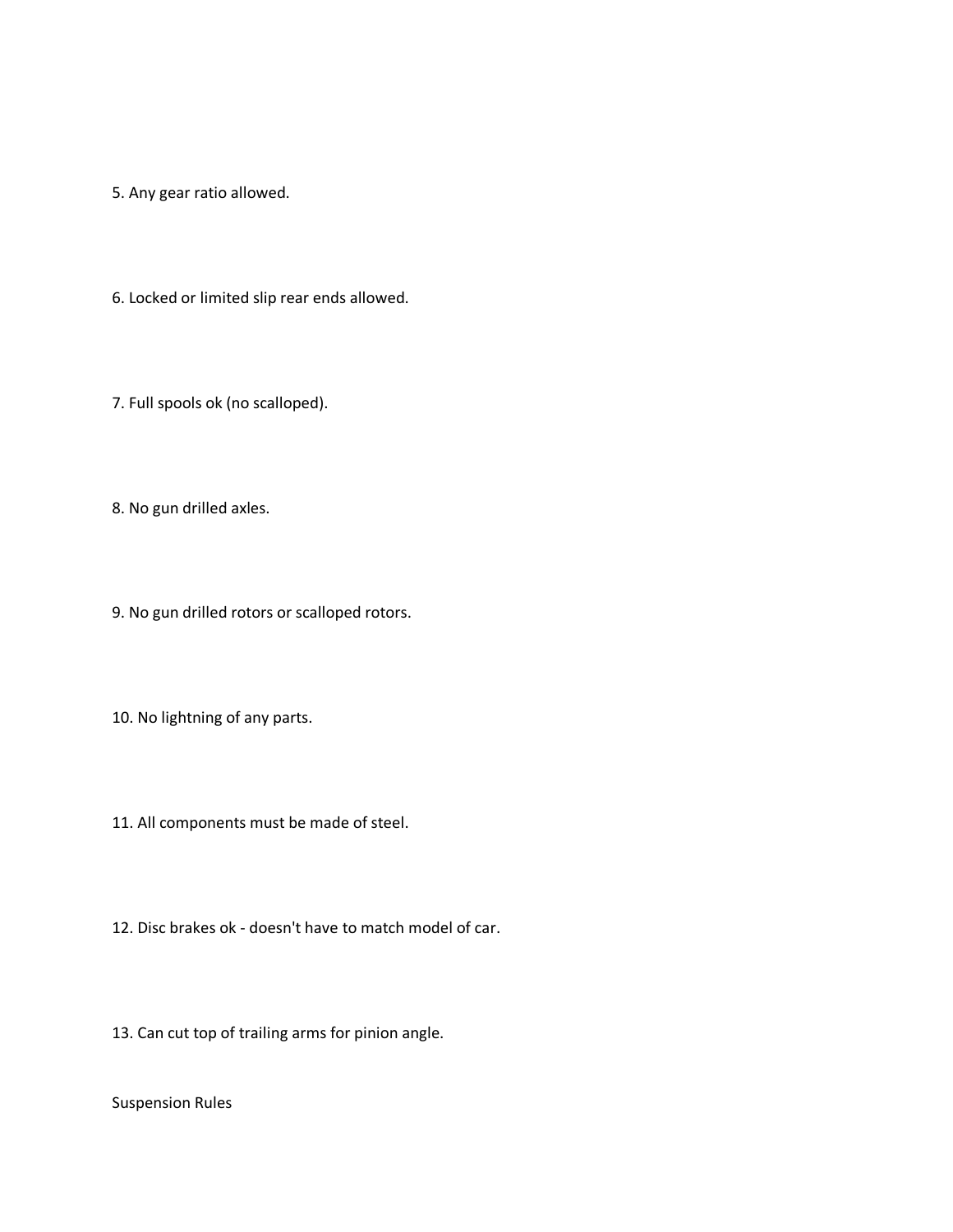5. Any gear ratio allowed.

6. Locked or limited slip rear ends allowed.

7. Full spools ok (no scalloped).

8. No gun drilled axles.

9. No gun drilled rotors or scalloped rotors.

10. No lightning of any parts.

11. All components must be made of steel.

12. Disc brakes ok - doesn't have to match model of car.

13. Can cut top of trailing arms for pinion angle.

Suspension Rules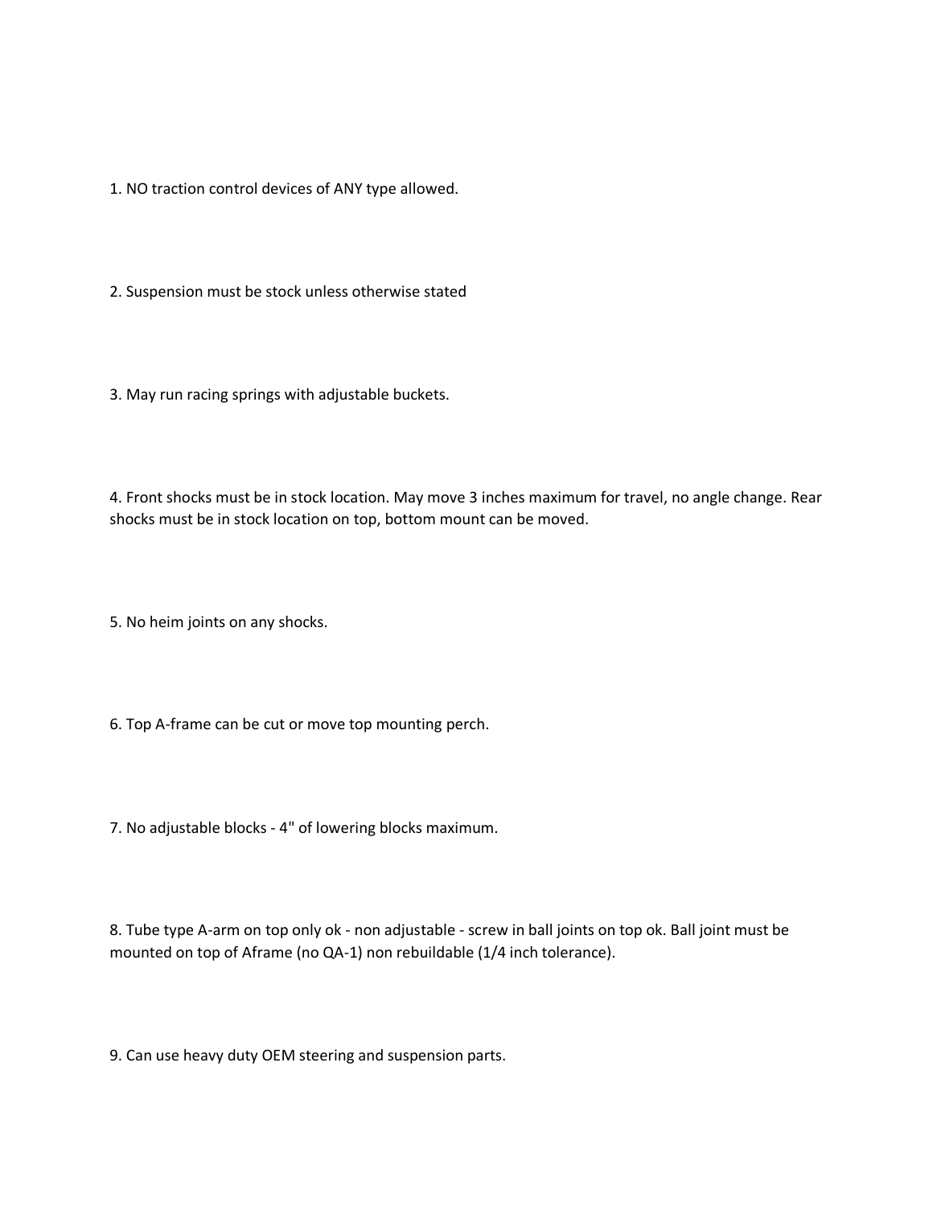1. NO traction control devices of ANY type allowed.

2. Suspension must be stock unless otherwise stated

3. May run racing springs with adjustable buckets.

4. Front shocks must be in stock location. May move 3 inches maximum for travel, no angle change. Rear shocks must be in stock location on top, bottom mount can be moved.

5. No heim joints on any shocks.

6. Top A-frame can be cut or move top mounting perch.

7. No adjustable blocks - 4" of lowering blocks maximum.

8. Tube type A-arm on top only ok - non adjustable - screw in ball joints on top ok. Ball joint must be mounted on top of Aframe (no QA-1) non rebuildable (1/4 inch tolerance).

9. Can use heavy duty OEM steering and suspension parts.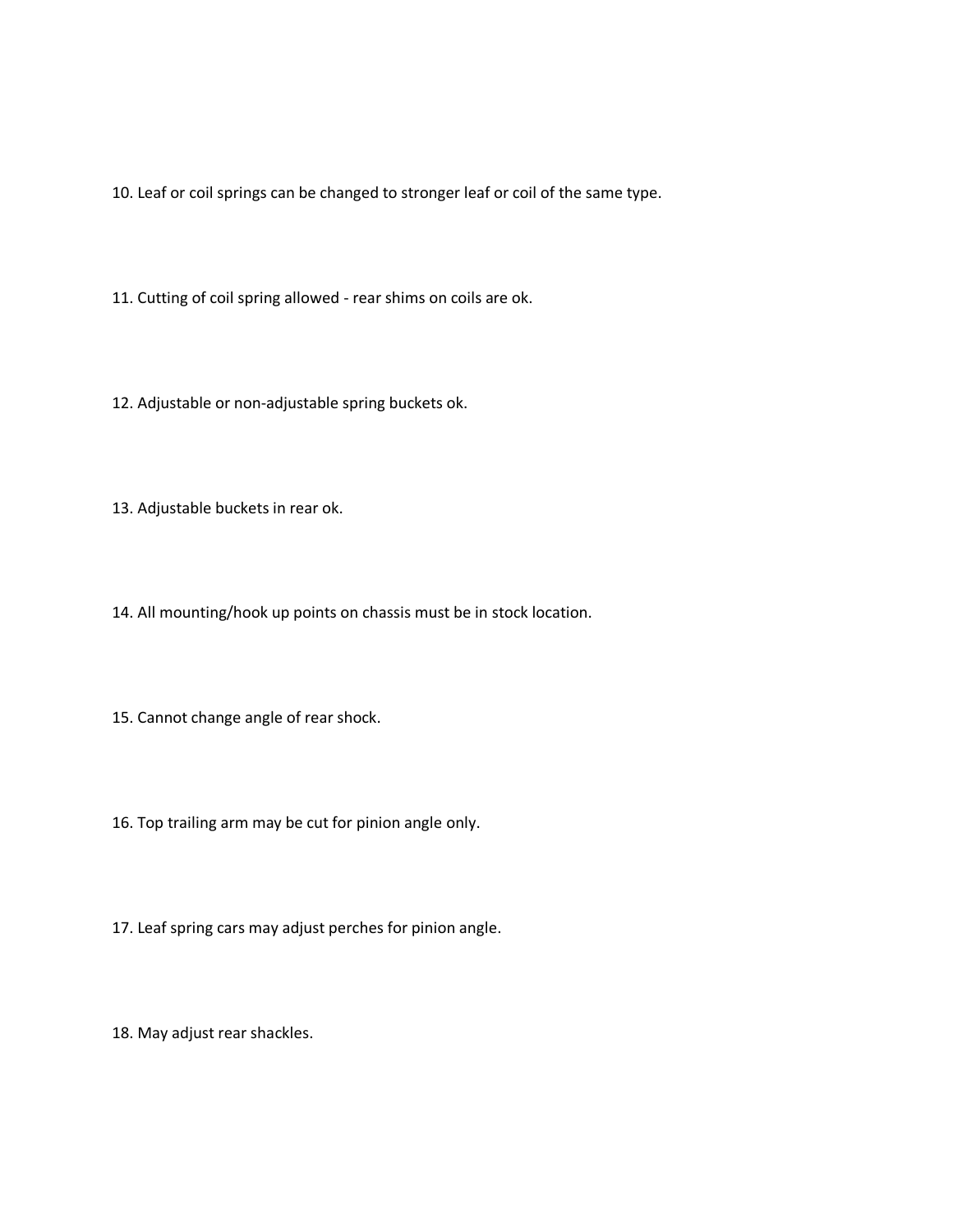10. Leaf or coil springs can be changed to stronger leaf or coil of the same type.

11. Cutting of coil spring allowed - rear shims on coils are ok.

12. Adjustable or non-adjustable spring buckets ok.

13. Adjustable buckets in rear ok.

14. All mounting/hook up points on chassis must be in stock location.

15. Cannot change angle of rear shock.

16. Top trailing arm may be cut for pinion angle only.

17. Leaf spring cars may adjust perches for pinion angle.

18. May adjust rear shackles.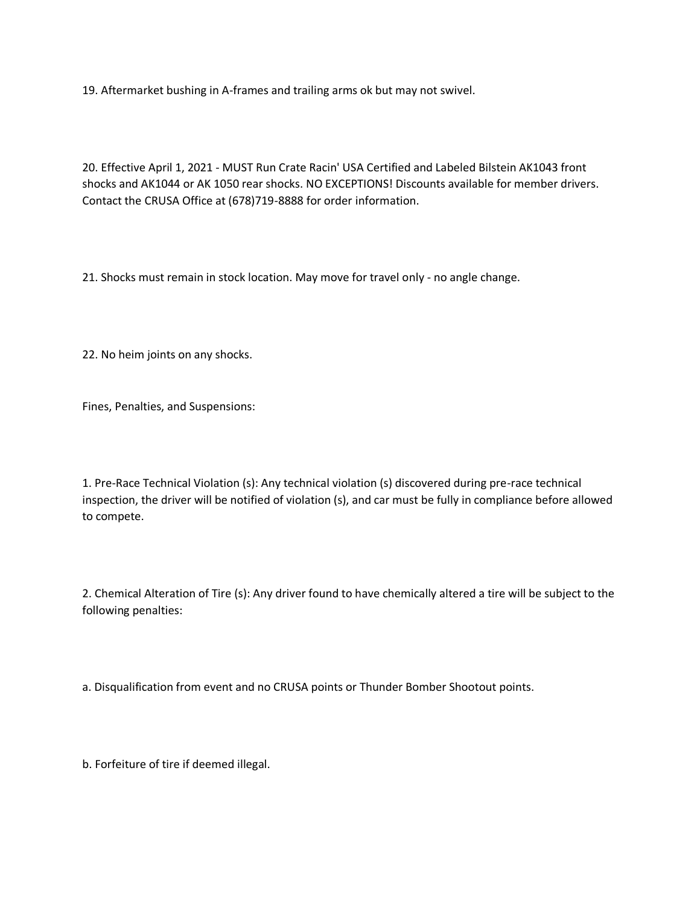19. Aftermarket bushing in A-frames and trailing arms ok but may not swivel.

20. Effective April 1, 2021 - MUST Run Crate Racin' USA Certified and Labeled Bilstein AK1043 front shocks and AK1044 or AK 1050 rear shocks. NO EXCEPTIONS! Discounts available for member drivers. Contact the CRUSA Office at (678)719-8888 for order information.

21. Shocks must remain in stock location. May move for travel only - no angle change.

22. No heim joints on any shocks.

Fines, Penalties, and Suspensions:

1. Pre-Race Technical Violation (s): Any technical violation (s) discovered during pre-race technical inspection, the driver will be notified of violation (s), and car must be fully in compliance before allowed to compete.

2. Chemical Alteration of Tire (s): Any driver found to have chemically altered a tire will be subject to the following penalties:

a. Disqualification from event and no CRUSA points or Thunder Bomber Shootout points.

b. Forfeiture of tire if deemed illegal.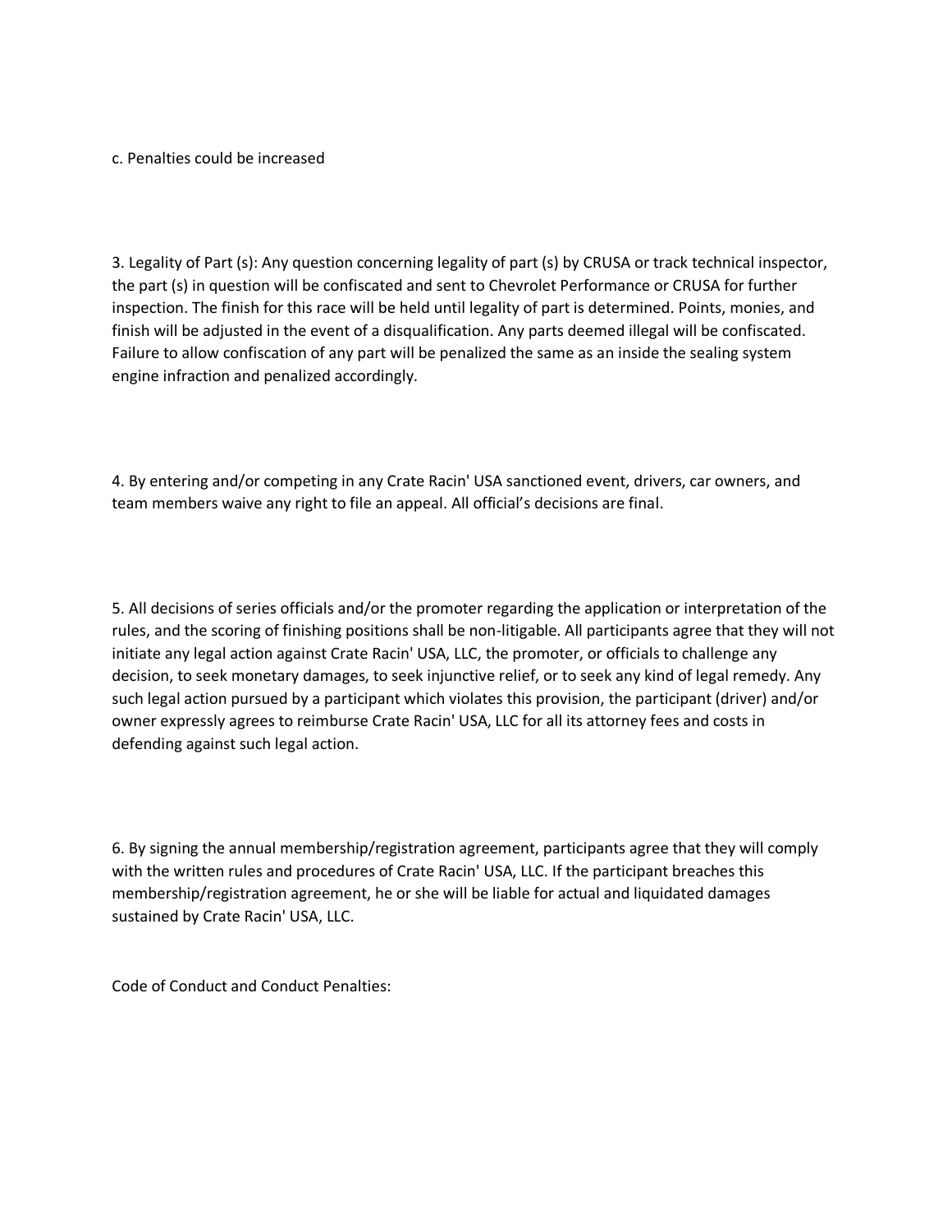c. Penalties could be increased

3. Legality of Part (s): Any question concerning legality of part (s) by CRUSA or track technical inspector, the part (s) in question will be confiscated and sent to Chevrolet Performance or CRUSA for further inspection. The finish for this race will be held until legality of part is determined. Points, monies, and finish will be adjusted in the event of a disqualification. Any parts deemed illegal will be confiscated. Failure to allow confiscation of any part will be penalized the same as an inside the sealing system engine infraction and penalized accordingly.

4. By entering and/or competing in any Crate Racin' USA sanctioned event, drivers, car owners, and team members waive any right to file an appeal. All official's decisions are final.

5. All decisions of series officials and/or the promoter regarding the application or interpretation of the rules, and the scoring of finishing positions shall be non-litigable. All participants agree that they will not initiate any legal action against Crate Racin' USA, LLC, the promoter, or officials to challenge any decision, to seek monetary damages, to seek injunctive relief, or to seek any kind of legal remedy. Any such legal action pursued by a participant which violates this provision, the participant (driver) and/or owner expressly agrees to reimburse Crate Racin' USA, LLC for all its attorney fees and costs in defending against such legal action.

6. By signing the annual membership/registration agreement, participants agree that they will comply with the written rules and procedures of Crate Racin' USA, LLC. If the participant breaches this membership/registration agreement, he or she will be liable for actual and liquidated damages sustained by Crate Racin' USA, LLC.

Code of Conduct and Conduct Penalties: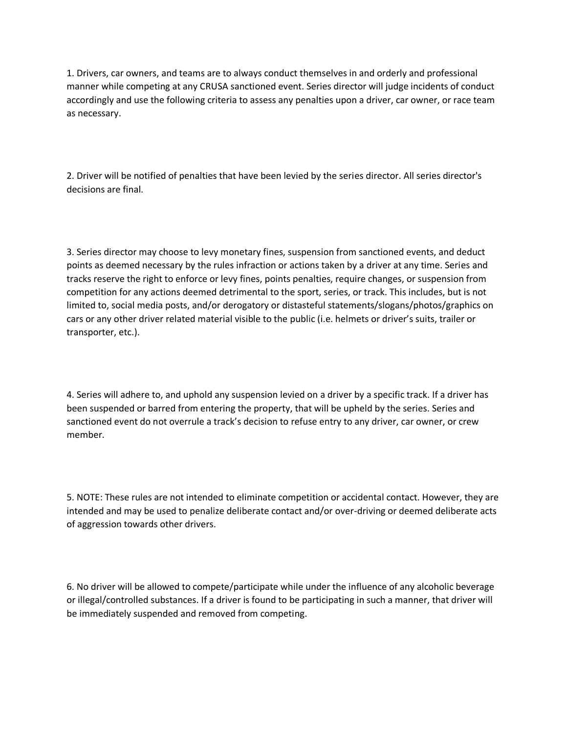1. Drivers, car owners, and teams are to always conduct themselves in and orderly and professional manner while competing at any CRUSA sanctioned event. Series director will judge incidents of conduct accordingly and use the following criteria to assess any penalties upon a driver, car owner, or race team as necessary.

2. Driver will be notified of penalties that have been levied by the series director. All series director's decisions are final.

3. Series director may choose to levy monetary fines, suspension from sanctioned events, and deduct points as deemed necessary by the rules infraction or actions taken by a driver at any time. Series and tracks reserve the right to enforce or levy fines, points penalties, require changes, or suspension from competition for any actions deemed detrimental to the sport, series, or track. This includes, but is not limited to, social media posts, and/or derogatory or distasteful statements/slogans/photos/graphics on cars or any other driver related material visible to the public (i.e. helmets or driver's suits, trailer or transporter, etc.).

4. Series will adhere to, and uphold any suspension levied on a driver by a specific track. If a driver has been suspended or barred from entering the property, that will be upheld by the series. Series and sanctioned event do not overrule a track's decision to refuse entry to any driver, car owner, or crew member.

5. NOTE: These rules are not intended to eliminate competition or accidental contact. However, they are intended and may be used to penalize deliberate contact and/or over-driving or deemed deliberate acts of aggression towards other drivers.

6. No driver will be allowed to compete/participate while under the influence of any alcoholic beverage or illegal/controlled substances. If a driver is found to be participating in such a manner, that driver will be immediately suspended and removed from competing.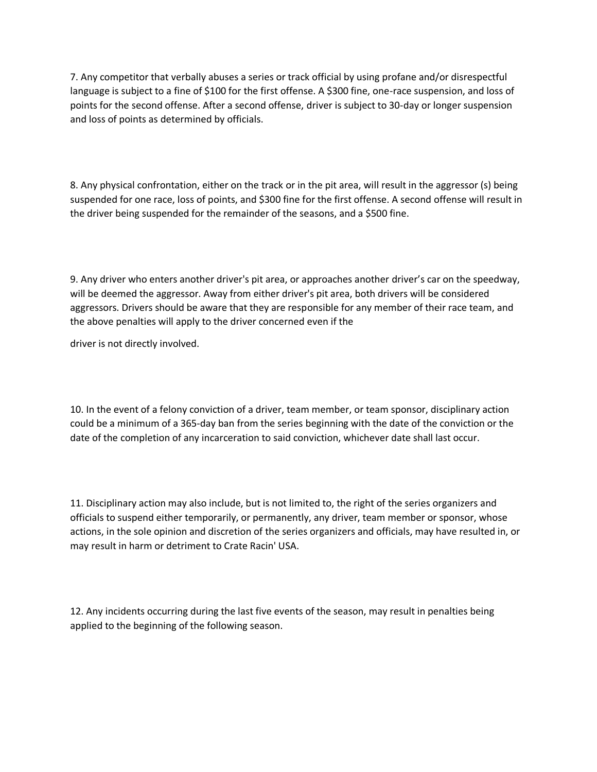7. Any competitor that verbally abuses a series or track official by using profane and/or disrespectful language is subject to a fine of $100 for the first offense. A $300 fine, one-race suspension, and loss of points for the second offense. After a second offense, driver is subject to 30-day or longer suspension and loss of points as determined by officials.

8. Any physical confrontation, either on the track or in the pit area, will result in the aggressor (s) being suspended for one race, loss of points, and $300 fine for the first offense. A second offense will result in the driver being suspended for the remainder of the seasons, and a $500 fine.

9. Any driver who enters another driver's pit area, or approaches another driver's car on the speedway, will be deemed the aggressor. Away from either driver's pit area, both drivers will be considered aggressors. Drivers should be aware that they are responsible for any member of their race team, and the above penalties will apply to the driver concerned even if the

driver is not directly involved.

10. In the event of a felony conviction of a driver, team member, or team sponsor, disciplinary action could be a minimum of a 365-day ban from the series beginning with the date of the conviction or the date of the completion of any incarceration to said conviction, whichever date shall last occur.

11. Disciplinary action may also include, but is not limited to, the right of the series organizers and officials to suspend either temporarily, or permanently, any driver, team member or sponsor, whose actions, in the sole opinion and discretion of the series organizers and officials, may have resulted in, or may result in harm or detriment to Crate Racin' USA.

12. Any incidents occurring during the last five events of the season, may result in penalties being applied to the beginning of the following season.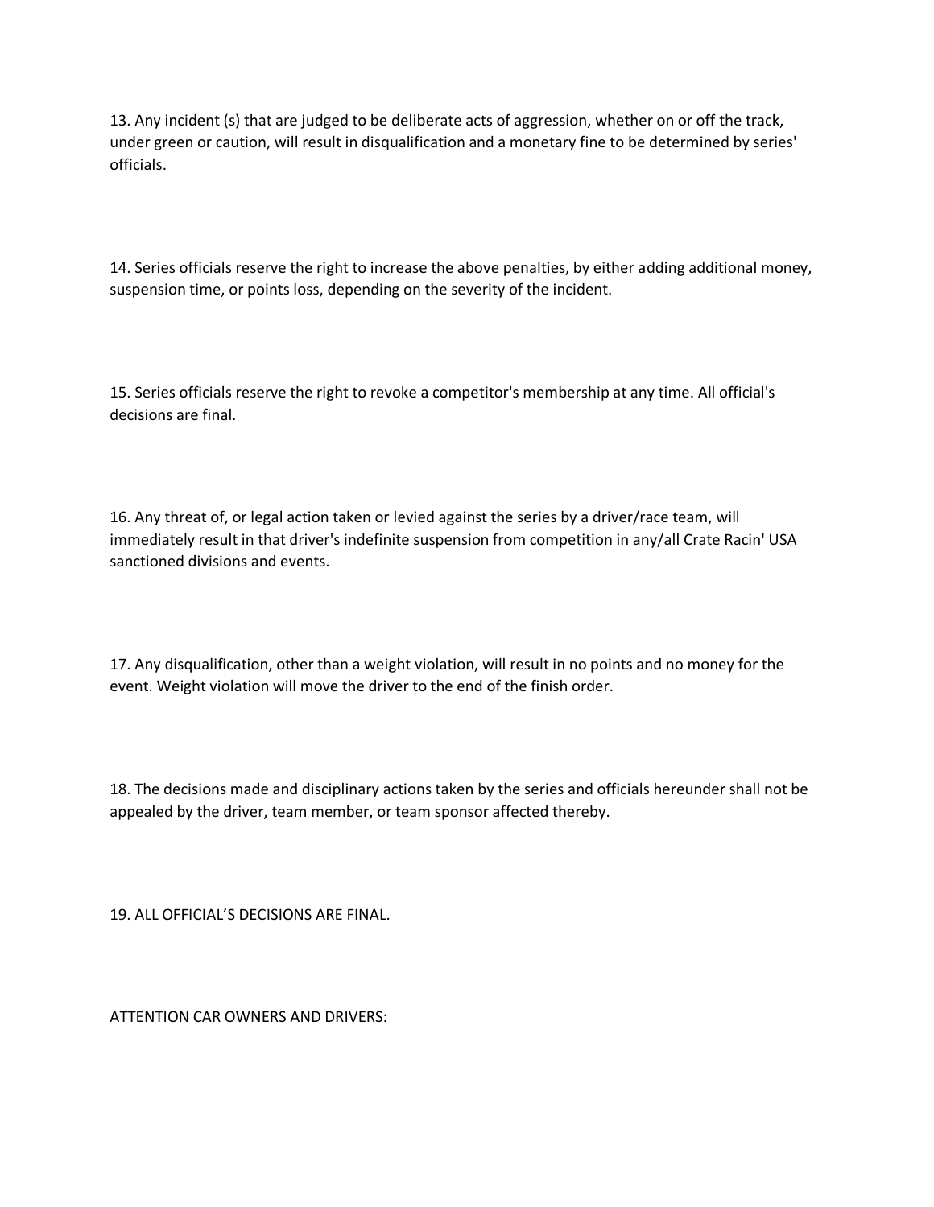13. Any incident (s) that are judged to be deliberate acts of aggression, whether on or off the track, under green or caution, will result in disqualification and a monetary fine to be determined by series' officials.

14. Series officials reserve the right to increase the above penalties, by either adding additional money, suspension time, or points loss, depending on the severity of the incident.

15. Series officials reserve the right to revoke a competitor's membership at any time. All official's decisions are final.

16. Any threat of, or legal action taken or levied against the series by a driver/race team, will immediately result in that driver's indefinite suspension from competition in any/all Crate Racin' USA sanctioned divisions and events.

17. Any disqualification, other than a weight violation, will result in no points and no money for the event. Weight violation will move the driver to the end of the finish order.

18. The decisions made and disciplinary actions taken by the series and officials hereunder shall not be appealed by the driver, team member, or team sponsor affected thereby.

19. ALL OFFICIAL'S DECISIONS ARE FINAL.

ATTENTION CAR OWNERS AND DRIVERS: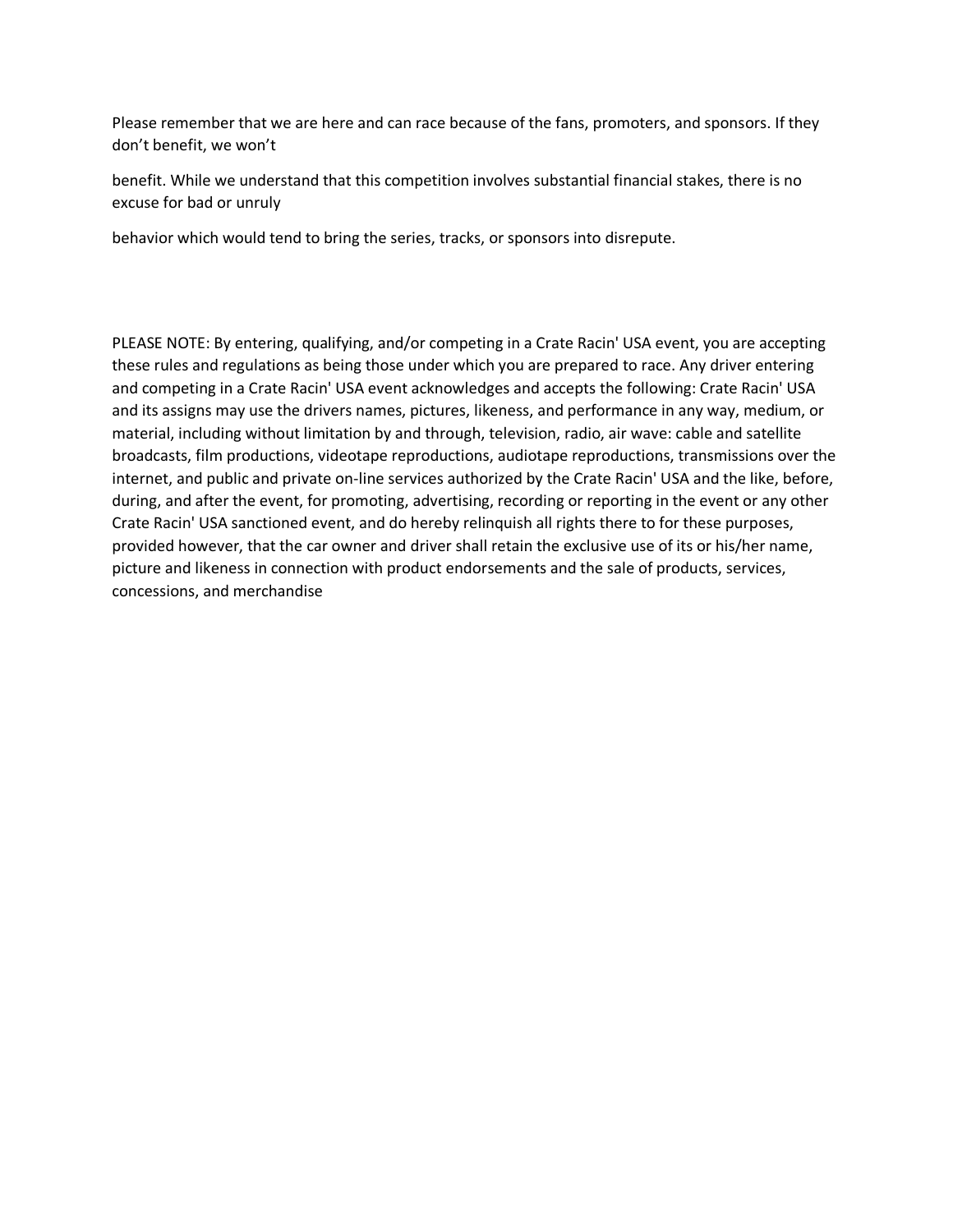Please remember that we are here and can race because of the fans, promoters, and sponsors. If they don’t benefit, we won’t

benefit. While we understand that this competition involves substantial financial stakes, there is no excuse for bad or unruly

behavior which would tend to bring the series, tracks, or sponsors into disrepute.

PLEASE NOTE: By entering, qualifying, and/or competing in a Crate Racin' USA event, you are accepting these rules and regulations as being those under which you are prepared to race. Any driver entering and competing in a Crate Racin' USA event acknowledges and accepts the following: Crate Racin' USA and its assigns may use the drivers names, pictures, likeness, and performance in any way, medium, or material, including without limitation by and through, television, radio, air wave: cable and satellite broadcasts, film productions, videotape reproductions, audiotape reproductions, transmissions over the internet, and public and private on-line services authorized by the Crate Racin' USA and the like, before, during, and after the event, for promoting, advertising, recording or reporting in the event or any other Crate Racin' USA sanctioned event, and do hereby relinquish all rights there to for these purposes, provided however, that the car owner and driver shall retain the exclusive use of its or his/her name, picture and likeness in connection with product endorsements and the sale of products, services, concessions, and merchandise